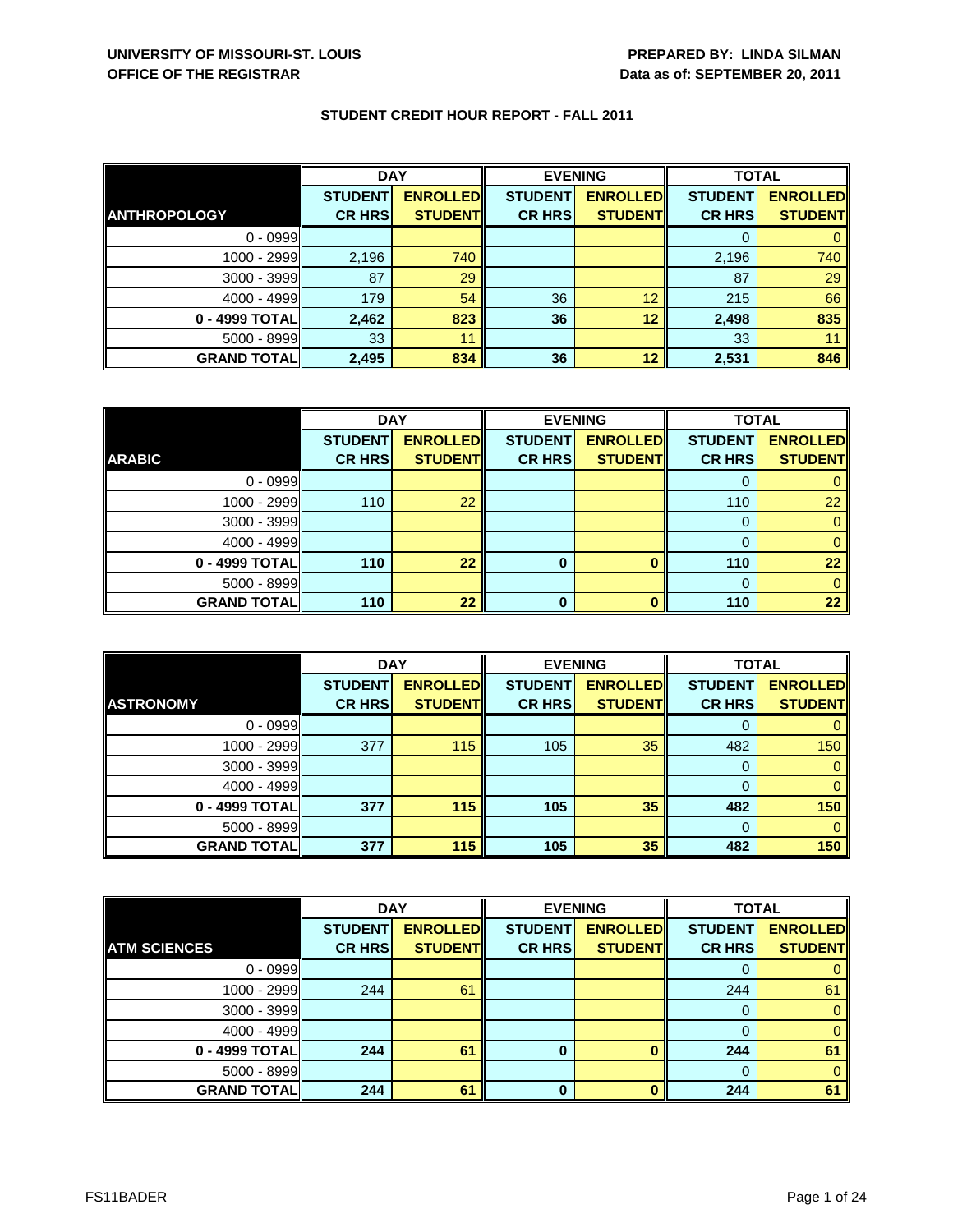**UNIVERSITY OF MISSOURI-ST. LOUIS**
**OFFICE OF THE REGISTRAR**

**PREPARED BY: LINDA SILMAN**
**Data as of: SEPTEMBER 20, 2011**

## STUDENT CREDIT HOUR REPORT - FALL 2011

| | DAY | | EVENING | | TOTAL | |
|---|---|---|---|---|---|---|
| **ANTHROPOLOGY** | **STUDENT CR HRS** | **ENROLLED STUDENT** | **STUDENT CR HRS** | **ENROLLED STUDENT** | **STUDENT CR HRS** | **ENROLLED STUDENT** |
| 0 - 0999 | | | | | 0 | 0 |
| 1000 - 2999 | 2,196 | 740 | | | 2,196 | 740 |
| 3000 - 3999 | 87 | 29 | | | 87 | 29 |
| 4000 - 4999 | 179 | 54 | 36 | 12 | 215 | 66 |
| **0 - 4999 TOTAL** | **2,462** | **823** | **36** | **12** | **2,498** | **835** |
| 5000 - 8999 | 33 | 11 | | | 33 | 11 |
| **GRAND TOTAL** | **2,495** | **834** | **36** | **12** | **2,531** | **846** |

| | DAY | | EVENING | | TOTAL | |
|---|---|---|---|---|---|---|
| **ARABIC** | **STUDENT CR HRS** | **ENROLLED STUDENT** | **STUDENT CR HRS** | **ENROLLED STUDENT** | **STUDENT CR HRS** | **ENROLLED STUDENT** |
| 0 - 0999 | | | | | 0 | 0 |
| 1000 - 2999 | 110 | 22 | | | 110 | 22 |
| 3000 - 3999 | | | | | 0 | 0 |
| 4000 - 4999 | | | | | 0 | 0 |
| **0 - 4999 TOTAL** | **110** | **22** | **0** | **0** | **110** | **22** |
| 5000 - 8999 | | | | | 0 | 0 |
| **GRAND TOTAL** | **110** | **22** | **0** | **0** | **110** | **22** |

| | DAY | | EVENING | | TOTAL | |
|---|---|---|---|---|---|---|
| **ASTRONOMY** | **STUDENT CR HRS** | **ENROLLED STUDENT** | **STUDENT CR HRS** | **ENROLLED STUDENT** | **STUDENT CR HRS** | **ENROLLED STUDENT** |
| 0 - 0999 | | | | | 0 | 0 |
| 1000 - 2999 | 377 | 115 | 105 | 35 | 482 | 150 |
| 3000 - 3999 | | | | | 0 | 0 |
| 4000 - 4999 | | | | | 0 | 0 |
| **0 - 4999 TOTAL** | **377** | **115** | **105** | **35** | **482** | **150** |
| 5000 - 8999 | | | | | 0 | 0 |
| **GRAND TOTAL** | **377** | **115** | **105** | **35** | **482** | **150** |

| | DAY | | EVENING | | TOTAL | |
|---|---|---|---|---|---|---|
| **ATM SCIENCES** | **STUDENT CR HRS** | **ENROLLED STUDENT** | **STUDENT CR HRS** | **ENROLLED STUDENT** | **STUDENT CR HRS** | **ENROLLED STUDENT** |
| 0 - 0999 | | | | | 0 | 0 |
| 1000 - 2999 | 244 | 61 | | | 244 | 61 |
| 3000 - 3999 | | | | | 0 | 0 |
| 4000 - 4999 | | | | | 0 | 0 |
| **0 - 4999 TOTAL** | **244** | **61** | **0** | **0** | **244** | **61** |
| 5000 - 8999 | | | | | 0 | 0 |
| **GRAND TOTAL** | **244** | **61** | **0** | **0** | **244** | **61** |

FS11BADER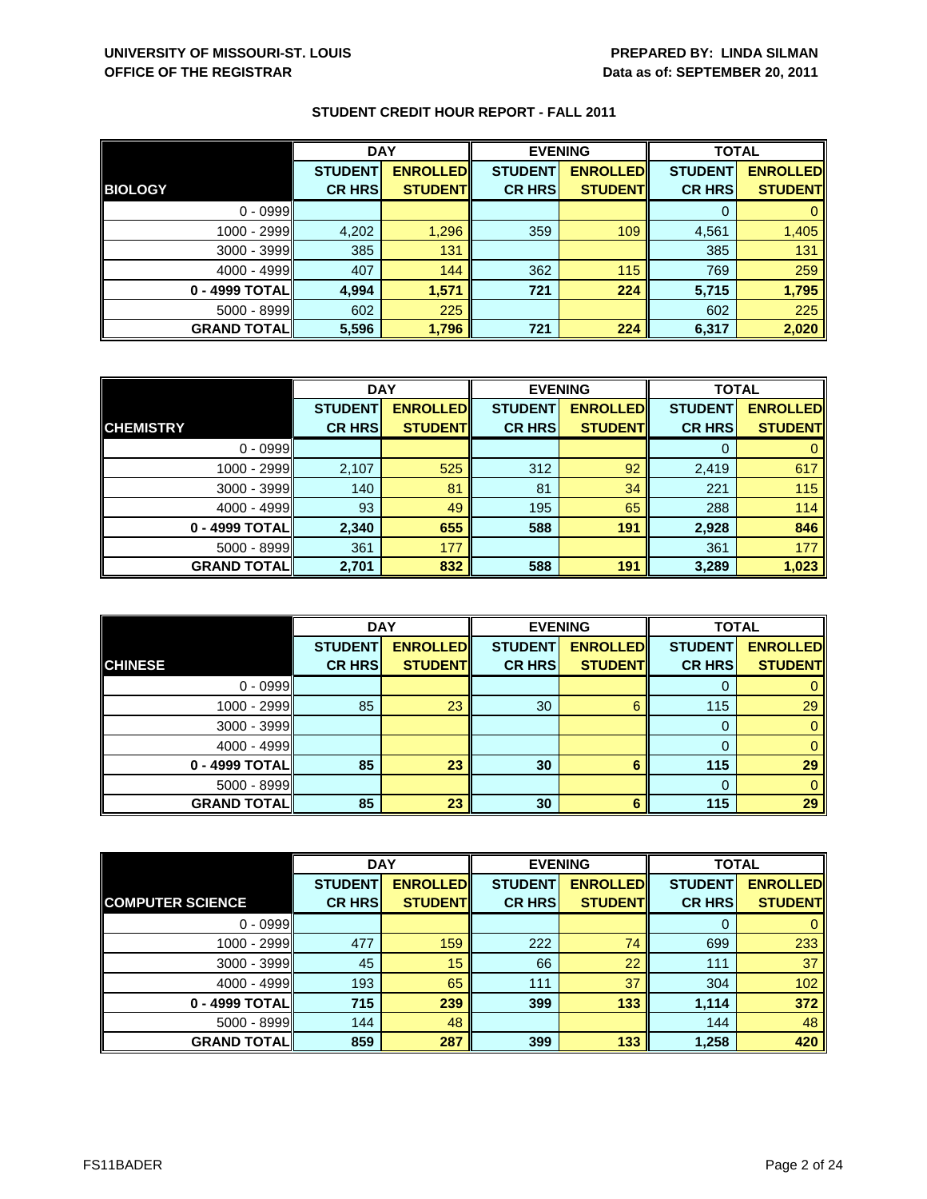**UNIVERSITY OF MISSOURI-ST. LOUIS**
**OFFICE OF THE REGISTRAR**

**PREPARED BY: LINDA SILMAN**
**Data as of: SEPTEMBER 20, 2011**

## STUDENT CREDIT HOUR REPORT - FALL 2011

| | DAY | | EVENING | | TOTAL | |
|---|---|---|---|---|---|---|
| **BIOLOGY** | **STUDENT CR HRS** | **ENROLLED STUDENT** | **STUDENT CR HRS** | **ENROLLED STUDENT** | **STUDENT CR HRS** | **ENROLLED STUDENT** |
| 0 - 0999 | | | | | 0 | 0 |
| 1000 - 2999 | 4,202 | 1,296 | 359 | 109 | 4,561 | 1,405 |
| 3000 - 3999 | 385 | 131 | | | 385 | 131 |
| 4000 - 4999 | 407 | 144 | 362 | 115 | 769 | 259 |
| **0 - 4999 TOTAL** | **4,994** | **1,571** | **721** | **224** | **5,715** | **1,795** |
| 5000 - 8999 | 602 | 225 | | | 602 | 225 |
| **GRAND TOTAL** | **5,596** | **1,796** | **721** | **224** | **6,317** | **2,020** |

| | DAY | | EVENING | | TOTAL | |
|---|---|---|---|---|---|---|
| **CHEMISTRY** | **STUDENT CR HRS** | **ENROLLED STUDENT** | **STUDENT CR HRS** | **ENROLLED STUDENT** | **STUDENT CR HRS** | **ENROLLED STUDENT** |
| 0 - 0999 | | | | | 0 | 0 |
| 1000 - 2999 | 2,107 | 525 | 312 | 92 | 2,419 | 617 |
| 3000 - 3999 | 140 | 81 | 81 | 34 | 221 | 115 |
| 4000 - 4999 | 93 | 49 | 195 | 65 | 288 | 114 |
| **0 - 4999 TOTAL** | **2,340** | **655** | **588** | **191** | **2,928** | **846** |
| 5000 - 8999 | 361 | 177 | | | 361 | 177 |
| **GRAND TOTAL** | **2,701** | **832** | **588** | **191** | **3,289** | **1,023** |

| | DAY | | EVENING | | TOTAL | |
|---|---|---|---|---|---|---|
| **CHINESE** | **STUDENT CR HRS** | **ENROLLED STUDENT** | **STUDENT CR HRS** | **ENROLLED STUDENT** | **STUDENT CR HRS** | **ENROLLED STUDENT** |
| 0 - 0999 | | | | | 0 | 0 |
| 1000 - 2999 | 85 | 23 | 30 | 6 | 115 | 29 |
| 3000 - 3999 | | | | | 0 | 0 |
| 4000 - 4999 | | | | | 0 | 0 |
| **0 - 4999 TOTAL** | **85** | **23** | **30** | **6** | **115** | **29** |
| 5000 - 8999 | | | | | 0 | 0 |
| **GRAND TOTAL** | **85** | **23** | **30** | **6** | **115** | **29** |

| | DAY | | EVENING | | TOTAL | |
|---|---|---|---|---|---|---|
| **COMPUTER SCIENCE** | **STUDENT CR HRS** | **ENROLLED STUDENT** | **STUDENT CR HRS** | **ENROLLED STUDENT** | **STUDENT CR HRS** | **ENROLLED STUDENT** |
| 0 - 0999 | | | | | 0 | 0 |
| 1000 - 2999 | 477 | 159 | 222 | 74 | 699 | 233 |
| 3000 - 3999 | 45 | 15 | 66 | 22 | 111 | 37 |
| 4000 - 4999 | 193 | 65 | 111 | 37 | 304 | 102 |
| **0 - 4999 TOTAL** | **715** | **239** | **399** | **133** | **1,114** | **372** |
| 5000 - 8999 | 144 | 48 | | | 144 | 48 |
| **GRAND TOTAL** | **859** | **287** | **399** | **133** | **1,258** | **420** |

FS11BADER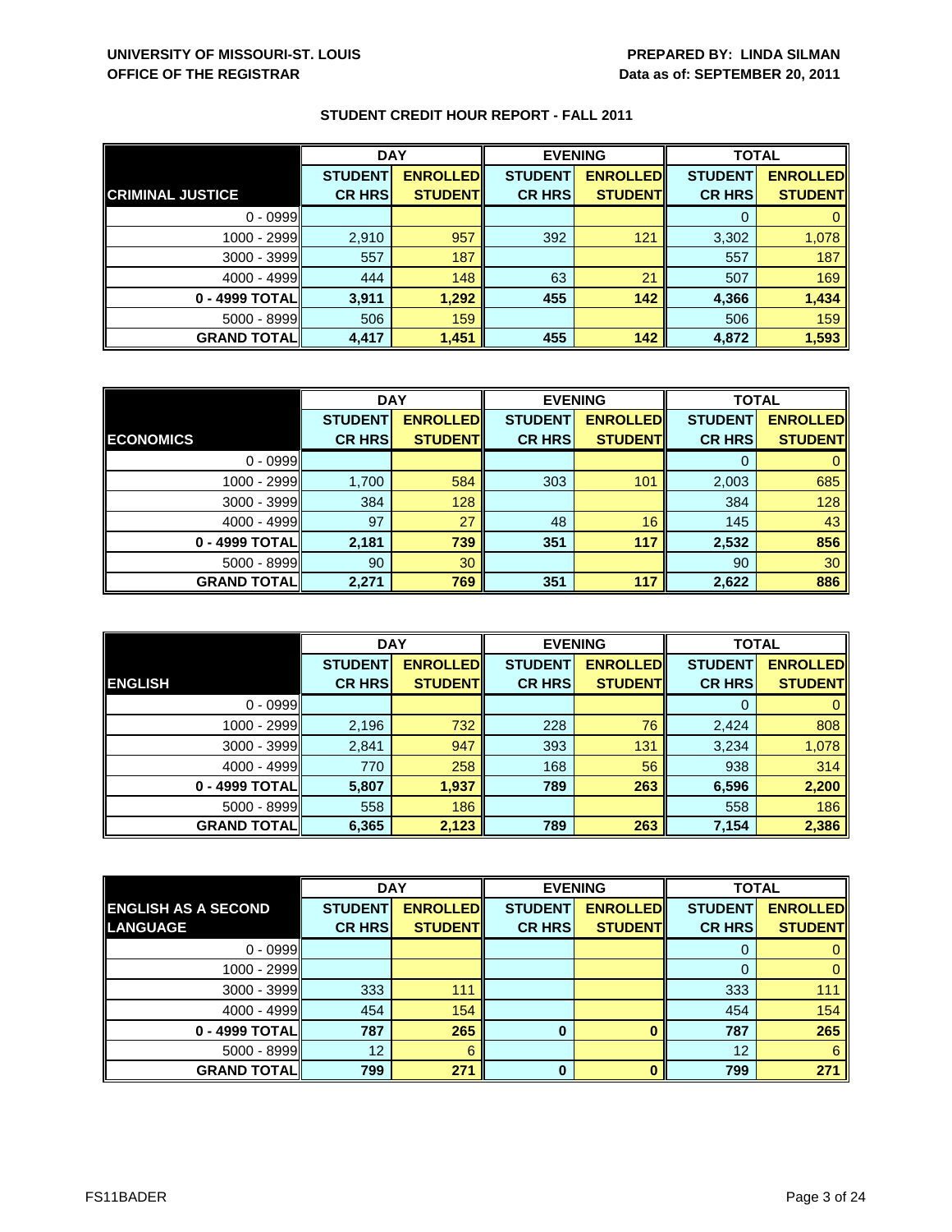UNIVERSITY OF MISSOURI-ST. LOUIS
OFFICE OF THE REGISTRAR

PREPARED BY: LINDA SILMAN
Data as of: SEPTEMBER 20, 2011

## STUDENT CREDIT HOUR REPORT - FALL 2011

| | DAY | | EVENING | | TOTAL | |
|---|---|---|---|---|---|---|
| **CRIMINAL JUSTICE** | STUDENT CR HRS | ENROLLED STUDENT | STUDENT CR HRS | ENROLLED STUDENT | STUDENT CR HRS | ENROLLED STUDENT |
| 0 - 0999 | | | | | 0 | 0 |
| 1000 - 2999 | 2,910 | 957 | 392 | 121 | 3,302 | 1,078 |
| 3000 - 3999 | 557 | 187 | | | 557 | 187 |
| 4000 - 4999 | 444 | 148 | 63 | 21 | 507 | 169 |
| **0 - 4999 TOTAL** | **3,911** | **1,292** | **455** | **142** | **4,366** | **1,434** |
| 5000 - 8999 | 506 | 159 | | | 506 | 159 |
| **GRAND TOTAL** | **4,417** | **1,451** | **455** | **142** | **4,872** | **1,593** |

| | DAY | | EVENING | | TOTAL | |
|---|---|---|---|---|---|---|
| **ECONOMICS** | STUDENT CR HRS | ENROLLED STUDENT | STUDENT CR HRS | ENROLLED STUDENT | STUDENT CR HRS | ENROLLED STUDENT |
| 0 - 0999 | | | | | 0 | 0 |
| 1000 - 2999 | 1,700 | 584 | 303 | 101 | 2,003 | 685 |
| 3000 - 3999 | 384 | 128 | | | 384 | 128 |
| 4000 - 4999 | 97 | 27 | 48 | 16 | 145 | 43 |
| **0 - 4999 TOTAL** | **2,181** | **739** | **351** | **117** | **2,532** | **856** |
| 5000 - 8999 | 90 | 30 | | | 90 | 30 |
| **GRAND TOTAL** | **2,271** | **769** | **351** | **117** | **2,622** | **886** |

| | DAY | | EVENING | | TOTAL | |
|---|---|---|---|---|---|---|
| **ENGLISH** | STUDENT CR HRS | ENROLLED STUDENT | STUDENT CR HRS | ENROLLED STUDENT | STUDENT CR HRS | ENROLLED STUDENT |
| 0 - 0999 | | | | | 0 | 0 |
| 1000 - 2999 | 2,196 | 732 | 228 | 76 | 2,424 | 808 |
| 3000 - 3999 | 2,841 | 947 | 393 | 131 | 3,234 | 1,078 |
| 4000 - 4999 | 770 | 258 | 168 | 56 | 938 | 314 |
| **0 - 4999 TOTAL** | **5,807** | **1,937** | **789** | **263** | **6,596** | **2,200** |
| 5000 - 8999 | 558 | 186 | | | 558 | 186 |
| **GRAND TOTAL** | **6,365** | **2,123** | **789** | **263** | **7,154** | **2,386** |

| | DAY | | EVENING | | TOTAL | |
|---|---|---|---|---|---|---|
| **ENGLISH AS A SECOND LANGUAGE** | STUDENT CR HRS | ENROLLED STUDENT | STUDENT CR HRS | ENROLLED STUDENT | STUDENT CR HRS | ENROLLED STUDENT |
| 0 - 0999 | | | | | 0 | 0 |
| 1000 - 2999 | | | | | 0 | 0 |
| 3000 - 3999 | 333 | 111 | | | 333 | 111 |
| 4000 - 4999 | 454 | 154 | | | 454 | 154 |
| **0 - 4999 TOTAL** | **787** | **265** | **0** | **0** | **787** | **265** |
| 5000 - 8999 | 12 | 6 | | | 12 | 6 |
| **GRAND TOTAL** | **799** | **271** | **0** | **0** | **799** | **271** |

FS11BADER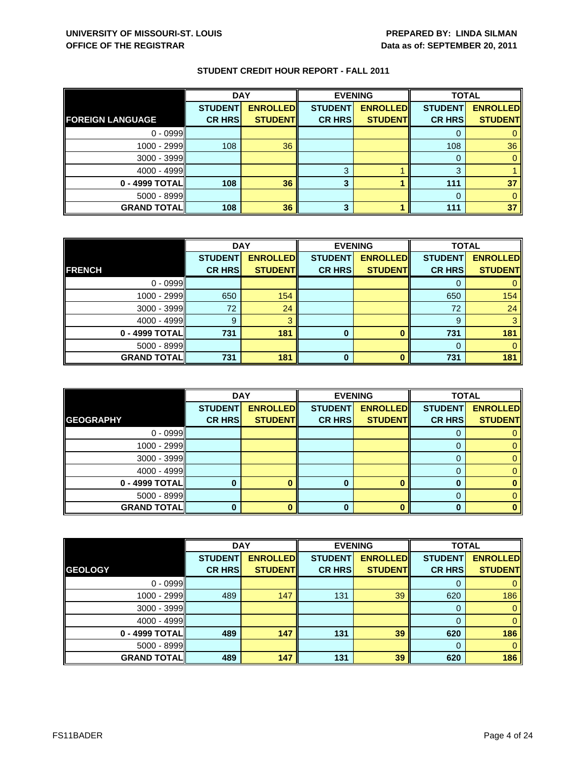**UNIVERSITY OF MISSOURI-ST. LOUIS**
**OFFICE OF THE REGISTRAR**

**PREPARED BY: LINDA SILMAN**
**Data as of: SEPTEMBER 20, 2011**

## STUDENT CREDIT HOUR REPORT - FALL 2011

| | DAY | | EVENING | | TOTAL | |
|---|---|---|---|---|---|---|
| **FOREIGN LANGUAGE** | **STUDENT CR HRS** | **ENROLLED STUDENT** | **STUDENT CR HRS** | **ENROLLED STUDENT** | **STUDENT CR HRS** | **ENROLLED STUDENT** |
| 0 - 0999 | | | | | 0 | 0 |
| 1000 - 2999 | 108 | 36 | | | 108 | 36 |
| 3000 - 3999 | | | | | 0 | 0 |
| 4000 - 4999 | | | 3 | 1 | 3 | 1 |
| **0 - 4999 TOTAL** | **108** | **36** | **3** | **1** | **111** | **37** |
| 5000 - 8999 | | | | | 0 | 0 |
| **GRAND TOTAL** | **108** | **36** | **3** | **1** | **111** | **37** |

| | DAY | | EVENING | | TOTAL | |
|---|---|---|---|---|---|---|
| **FRENCH** | **STUDENT CR HRS** | **ENROLLED STUDENT** | **STUDENT CR HRS** | **ENROLLED STUDENT** | **STUDENT CR HRS** | **ENROLLED STUDENT** |
| 0 - 0999 | | | | | 0 | 0 |
| 1000 - 2999 | 650 | 154 | | | 650 | 154 |
| 3000 - 3999 | 72 | 24 | | | 72 | 24 |
| 4000 - 4999 | 9 | 3 | | | 9 | 3 |
| **0 - 4999 TOTAL** | **731** | **181** | **0** | **0** | **731** | **181** |
| 5000 - 8999 | | | | | 0 | 0 |
| **GRAND TOTAL** | **731** | **181** | **0** | **0** | **731** | **181** |

| | DAY | | EVENING | | TOTAL | |
|---|---|---|---|---|---|---|
| **GEOGRAPHY** | **STUDENT CR HRS** | **ENROLLED STUDENT** | **STUDENT CR HRS** | **ENROLLED STUDENT** | **STUDENT CR HRS** | **ENROLLED STUDENT** |
| 0 - 0999 | | | | | 0 | 0 |
| 1000 - 2999 | | | | | 0 | 0 |
| 3000 - 3999 | | | | | 0 | 0 |
| 4000 - 4999 | | | | | 0 | 0 |
| **0 - 4999 TOTAL** | **0** | **0** | **0** | **0** | **0** | **0** |
| 5000 - 8999 | | | | | 0 | 0 |
| **GRAND TOTAL** | **0** | **0** | **0** | **0** | **0** | **0** |

| | DAY | | EVENING | | TOTAL | |
|---|---|---|---|---|---|---|
| **GEOLOGY** | **STUDENT CR HRS** | **ENROLLED STUDENT** | **STUDENT CR HRS** | **ENROLLED STUDENT** | **STUDENT CR HRS** | **ENROLLED STUDENT** |
| 0 - 0999 | | | | | 0 | 0 |
| 1000 - 2999 | 489 | 147 | 131 | 39 | 620 | 186 |
| 3000 - 3999 | | | | | 0 | 0 |
| 4000 - 4999 | | | | | 0 | 0 |
| **0 - 4999 TOTAL** | **489** | **147** | **131** | **39** | **620** | **186** |
| 5000 - 8999 | | | | | 0 | 0 |
| **GRAND TOTAL** | **489** | **147** | **131** | **39** | **620** | **186** |

FS11BADER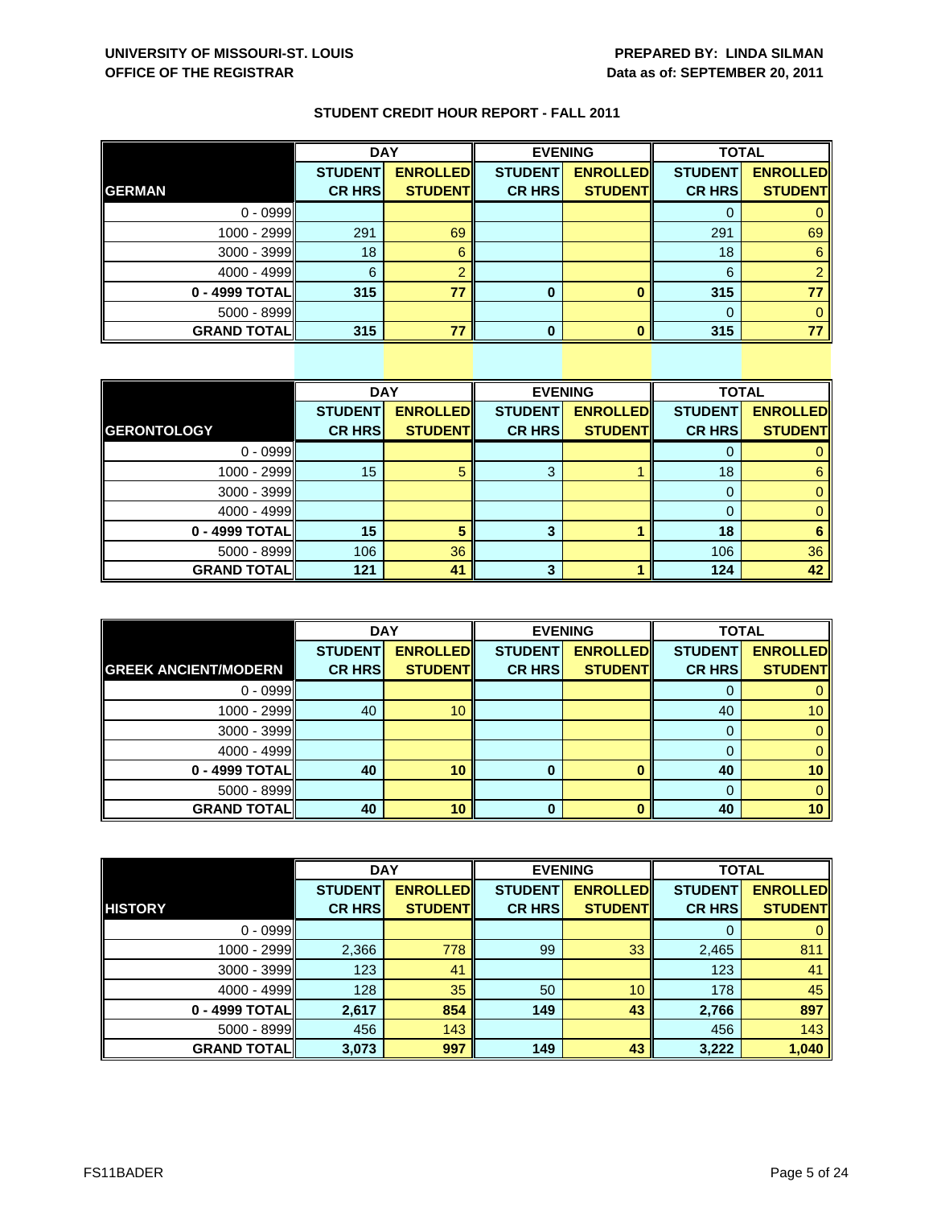**UNIVERSITY OF MISSOURI-ST. LOUIS**
**OFFICE OF THE REGISTRAR**

**PREPARED BY: LINDA SILMAN**
**Data as of: SEPTEMBER 20, 2011**

## STUDENT CREDIT HOUR REPORT - FALL 2011

| | DAY | | EVENING | | TOTAL | |
|---|---|---|---|---|---|---|
| **GERMAN** | **STUDENT CR HRS** | **ENROLLED STUDENT** | **STUDENT CR HRS** | **ENROLLED STUDENT** | **STUDENT CR HRS** | **ENROLLED STUDENT** |
| 0 - 0999 | | | | | 0 | 0 |
| 1000 - 2999 | 291 | 69 | | | 291 | 69 |
| 3000 - 3999 | 18 | 6 | | | 18 | 6 |
| 4000 - 4999 | 6 | 2 | | | 6 | 2 |
| **0 - 4999 TOTAL** | **315** | **77** | **0** | **0** | **315** | **77** |
| 5000 - 8999 | | | | | 0 | 0 |
| **GRAND TOTAL** | **315** | **77** | **0** | **0** | **315** | **77** |

| | DAY | | EVENING | | TOTAL | |
|---|---|---|---|---|---|---|
| **GERONTOLOGY** | **STUDENT CR HRS** | **ENROLLED STUDENT** | **STUDENT CR HRS** | **ENROLLED STUDENT** | **STUDENT CR HRS** | **ENROLLED STUDENT** |
| 0 - 0999 | | | | | 0 | 0 |
| 1000 - 2999 | 15 | 5 | 3 | 1 | 18 | 6 |
| 3000 - 3999 | | | | | 0 | 0 |
| 4000 - 4999 | | | | | 0 | 0 |
| **0 - 4999 TOTAL** | **15** | **5** | **3** | **1** | **18** | **6** |
| 5000 - 8999 | 106 | 36 | | | 106 | 36 |
| **GRAND TOTAL** | **121** | **41** | **3** | **1** | **124** | **42** |

| | DAY | | EVENING | | TOTAL | |
|---|---|---|---|---|---|---|
| **GREEK ANCIENT/MODERN** | **STUDENT CR HRS** | **ENROLLED STUDENT** | **STUDENT CR HRS** | **ENROLLED STUDENT** | **STUDENT CR HRS** | **ENROLLED STUDENT** |
| 0 - 0999 | | | | | 0 | 0 |
| 1000 - 2999 | 40 | 10 | | | 40 | 10 |
| 3000 - 3999 | | | | | 0 | 0 |
| 4000 - 4999 | | | | | 0 | 0 |
| **0 - 4999 TOTAL** | **40** | **10** | **0** | **0** | **40** | **10** |
| 5000 - 8999 | | | | | 0 | 0 |
| **GRAND TOTAL** | **40** | **10** | **0** | **0** | **40** | **10** |

| | DAY | | EVENING | | TOTAL | |
|---|---|---|---|---|---|---|
| **HISTORY** | **STUDENT CR HRS** | **ENROLLED STUDENT** | **STUDENT CR HRS** | **ENROLLED STUDENT** | **STUDENT CR HRS** | **ENROLLED STUDENT** |
| 0 - 0999 | | | | | 0 | 0 |
| 1000 - 2999 | 2,366 | 778 | 99 | 33 | 2,465 | 811 |
| 3000 - 3999 | 123 | 41 | | | 123 | 41 |
| 4000 - 4999 | 128 | 35 | 50 | 10 | 178 | 45 |
| **0 - 4999 TOTAL** | **2,617** | **854** | **149** | **43** | **2,766** | **897** |
| 5000 - 8999 | 456 | 143 | | | 456 | 143 |
| **GRAND TOTAL** | **3,073** | **997** | **149** | **43** | **3,222** | **1,040** |

FS11BADER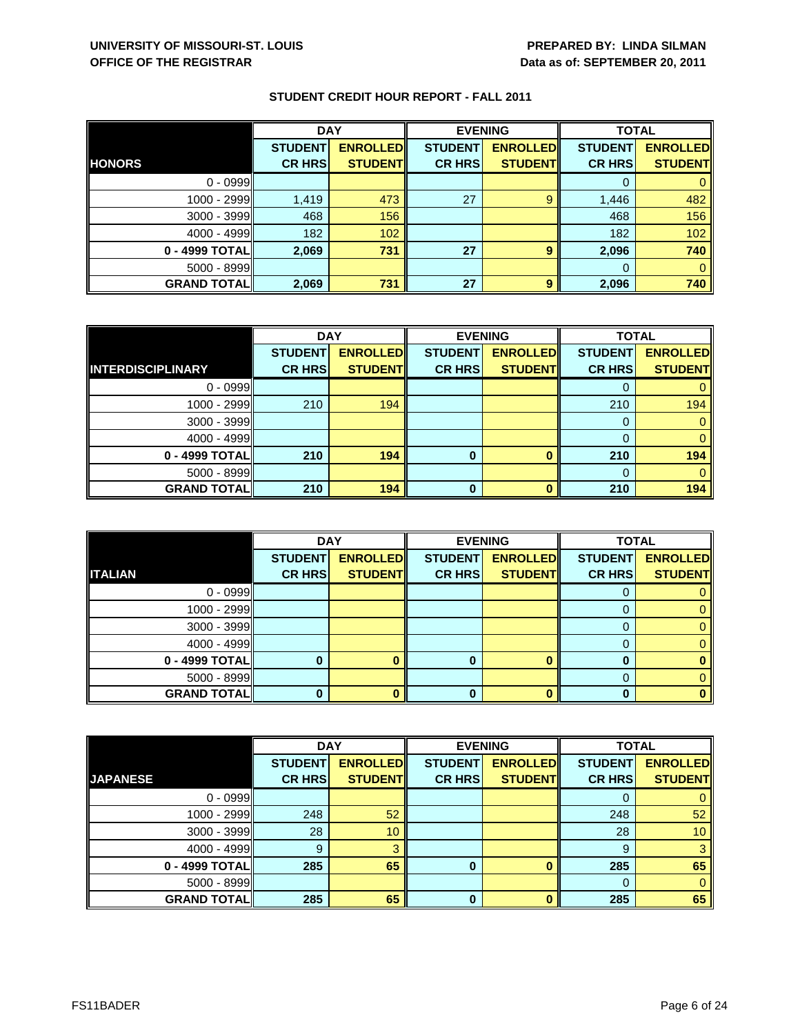**UNIVERSITY OF MISSOURI-ST. LOUIS**
**OFFICE OF THE REGISTRAR**

**PREPARED BY: LINDA SILMAN**
**Data as of: SEPTEMBER 20, 2011**

**STUDENT CREDIT HOUR REPORT - FALL 2011**

| | DAY | | EVENING | | TOTAL | |
|---|---|---|---|---|---|---|
| **HONORS** | **STUDENT CR HRS** | **ENROLLED STUDENT** | **STUDENT CR HRS** | **ENROLLED STUDENT** | **STUDENT CR HRS** | **ENROLLED STUDENT** |
| 0 - 0999 | | | | | 0 | 0 |
| 1000 - 2999 | 1,419 | 473 | 27 | 9 | 1,446 | 482 |
| 3000 - 3999 | 468 | 156 | | | 468 | 156 |
| 4000 - 4999 | 182 | 102 | | | 182 | 102 |
| **0 - 4999 TOTAL** | **2,069** | **731** | **27** | **9** | **2,096** | **740** |
| 5000 - 8999 | | | | | 0 | 0 |
| **GRAND TOTAL** | **2,069** | **731** | **27** | **9** | **2,096** | **740** |

| | DAY | | EVENING | | TOTAL | |
|---|---|---|---|---|---|---|
| **INTERDISCIPLINARY** | **STUDENT CR HRS** | **ENROLLED STUDENT** | **STUDENT CR HRS** | **ENROLLED STUDENT** | **STUDENT CR HRS** | **ENROLLED STUDENT** |
| 0 - 0999 | | | | | 0 | 0 |
| 1000 - 2999 | 210 | 194 | | | 210 | 194 |
| 3000 - 3999 | | | | | 0 | 0 |
| 4000 - 4999 | | | | | 0 | 0 |
| **0 - 4999 TOTAL** | **210** | **194** | **0** | **0** | **210** | **194** |
| 5000 - 8999 | | | | | 0 | 0 |
| **GRAND TOTAL** | **210** | **194** | **0** | **0** | **210** | **194** |

| | DAY | | EVENING | | TOTAL | |
|---|---|---|---|---|---|---|
| **ITALIAN** | **STUDENT CR HRS** | **ENROLLED STUDENT** | **STUDENT CR HRS** | **ENROLLED STUDENT** | **STUDENT CR HRS** | **ENROLLED STUDENT** |
| 0 - 0999 | | | | | 0 | 0 |
| 1000 - 2999 | | | | | 0 | 0 |
| 3000 - 3999 | | | | | 0 | 0 |
| 4000 - 4999 | | | | | 0 | 0 |
| **0 - 4999 TOTAL** | **0** | **0** | **0** | **0** | **0** | **0** |
| 5000 - 8999 | | | | | 0 | 0 |
| **GRAND TOTAL** | **0** | **0** | **0** | **0** | **0** | **0** |

| | DAY | | EVENING | | TOTAL | |
|---|---|---|---|---|---|---|
| **JAPANESE** | **STUDENT CR HRS** | **ENROLLED STUDENT** | **STUDENT CR HRS** | **ENROLLED STUDENT** | **STUDENT CR HRS** | **ENROLLED STUDENT** |
| 0 - 0999 | | | | | 0 | 0 |
| 1000 - 2999 | 248 | 52 | | | 248 | 52 |
| 3000 - 3999 | 28 | 10 | | | 28 | 10 |
| 4000 - 4999 | 9 | 3 | | | 9 | 3 |
| **0 - 4999 TOTAL** | **285** | **65** | **0** | **0** | **285** | **65** |
| 5000 - 8999 | | | | | 0 | 0 |
| **GRAND TOTAL** | **285** | **65** | **0** | **0** | **285** | **65** |

FS11BADER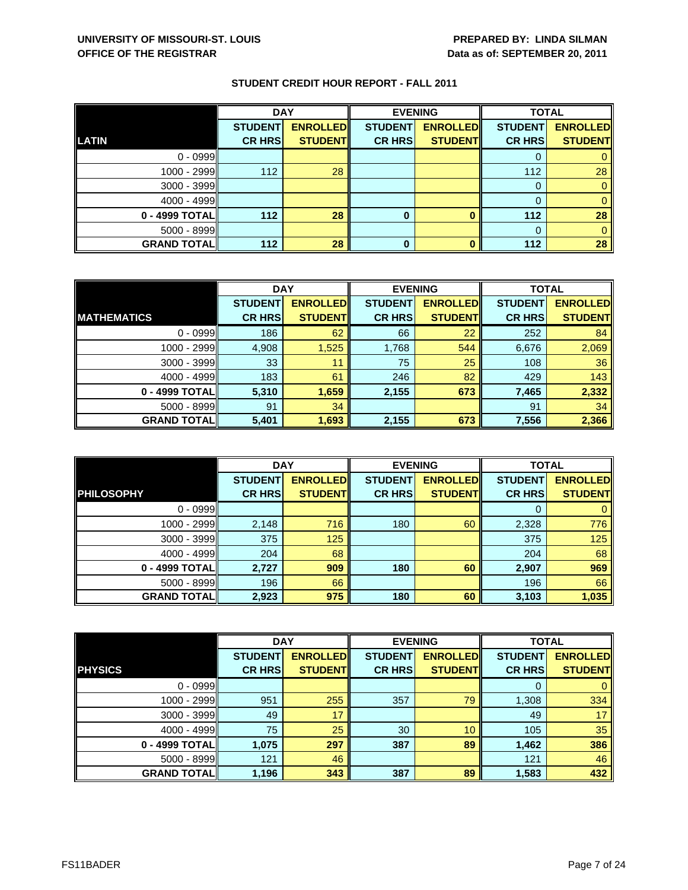**UNIVERSITY OF MISSOURI-ST. LOUIS**
**OFFICE OF THE REGISTRAR**

**PREPARED BY: LINDA SILMAN**
**Data as of: SEPTEMBER 20, 2011**

## STUDENT CREDIT HOUR REPORT - FALL 2011

| | DAY | | EVENING | | TOTAL | |
|---|---|---|---|---|---|---|
| **LATIN** | **STUDENT CR HRS** | **ENROLLED STUDENT** | **STUDENT CR HRS** | **ENROLLED STUDENT** | **STUDENT CR HRS** | **ENROLLED STUDENT** |
| 0 - 0999 | | | | | 0 | 0 |
| 1000 - 2999 | 112 | 28 | | | 112 | 28 |
| 3000 - 3999 | | | | | 0 | 0 |
| 4000 - 4999 | | | | | 0 | 0 |
| **0 - 4999 TOTAL** | **112** | **28** | **0** | **0** | **112** | **28** |
| 5000 - 8999 | | | | | 0 | 0 |
| **GRAND TOTAL** | **112** | **28** | **0** | **0** | **112** | **28** |

| | DAY | | EVENING | | TOTAL | |
|---|---|---|---|---|---|---|
| **MATHEMATICS** | **STUDENT CR HRS** | **ENROLLED STUDENT** | **STUDENT CR HRS** | **ENROLLED STUDENT** | **STUDENT CR HRS** | **ENROLLED STUDENT** |
| 0 - 0999 | 186 | 62 | 66 | 22 | 252 | 84 |
| 1000 - 2999 | 4,908 | 1,525 | 1,768 | 544 | 6,676 | 2,069 |
| 3000 - 3999 | 33 | 11 | 75 | 25 | 108 | 36 |
| 4000 - 4999 | 183 | 61 | 246 | 82 | 429 | 143 |
| **0 - 4999 TOTAL** | **5,310** | **1,659** | **2,155** | **673** | **7,465** | **2,332** |
| 5000 - 8999 | 91 | 34 | | | 91 | 34 |
| **GRAND TOTAL** | **5,401** | **1,693** | **2,155** | **673** | **7,556** | **2,366** |

| | DAY | | EVENING | | TOTAL | |
|---|---|---|---|---|---|---|
| **PHILOSOPHY** | **STUDENT CR HRS** | **ENROLLED STUDENT** | **STUDENT CR HRS** | **ENROLLED STUDENT** | **STUDENT CR HRS** | **ENROLLED STUDENT** |
| 0 - 0999 | | | | | 0 | 0 |
| 1000 - 2999 | 2,148 | 716 | 180 | 60 | 2,328 | 776 |
| 3000 - 3999 | 375 | 125 | | | 375 | 125 |
| 4000 - 4999 | 204 | 68 | | | 204 | 68 |
| **0 - 4999 TOTAL** | **2,727** | **909** | **180** | **60** | **2,907** | **969** |
| 5000 - 8999 | 196 | 66 | | | 196 | 66 |
| **GRAND TOTAL** | **2,923** | **975** | **180** | **60** | **3,103** | **1,035** |

| | DAY | | EVENING | | TOTAL | |
|---|---|---|---|---|---|---|
| **PHYSICS** | **STUDENT CR HRS** | **ENROLLED STUDENT** | **STUDENT CR HRS** | **ENROLLED STUDENT** | **STUDENT CR HRS** | **ENROLLED STUDENT** |
| 0 - 0999 | | | | | 0 | 0 |
| 1000 - 2999 | 951 | 255 | 357 | 79 | 1,308 | 334 |
| 3000 - 3999 | 49 | 17 | | | 49 | 17 |
| 4000 - 4999 | 75 | 25 | 30 | 10 | 105 | 35 |
| **0 - 4999 TOTAL** | **1,075** | **297** | **387** | **89** | **1,462** | **386** |
| 5000 - 8999 | 121 | 46 | | | 121 | 46 |
| **GRAND TOTAL** | **1,196** | **343** | **387** | **89** | **1,583** | **432** |

FS11BADER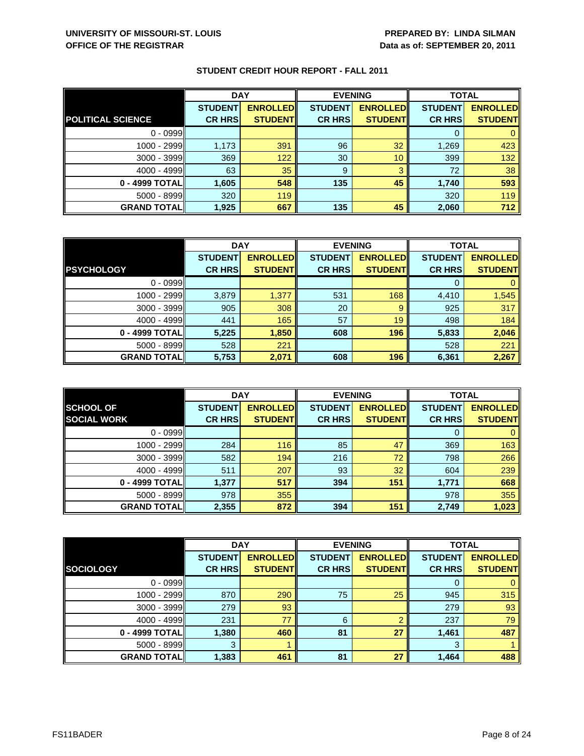UNIVERSITY OF MISSOURI-ST. LOUIS
OFFICE OF THE REGISTRAR

PREPARED BY: LINDA SILMAN
Data as of: SEPTEMBER 20, 2011

## STUDENT CREDIT HOUR REPORT - FALL 2011

| | DAY | | EVENING | | TOTAL | |
|---|---|---|---|---|---|---|
| POLITICAL SCIENCE | STUDENT CR HRS | ENROLLED STUDENT | STUDENT CR HRS | ENROLLED STUDENT | STUDENT CR HRS | ENROLLED STUDENT |
| 0 - 0999 | | | | | 0 | 0 |
| 1000 - 2999 | 1,173 | 391 | 96 | 32 | 1,269 | 423 |
| 3000 - 3999 | 369 | 122 | 30 | 10 | 399 | 132 |
| 4000 - 4999 | 63 | 35 | 9 | 3 | 72 | 38 |
| **0 - 4999 TOTAL** | **1,605** | **548** | **135** | **45** | **1,740** | **593** |
| 5000 - 8999 | 320 | 119 | | | 320 | 119 |
| **GRAND TOTAL** | **1,925** | **667** | **135** | **45** | **2,060** | **712** |

| | DAY | | EVENING | | TOTAL | |
|---|---|---|---|---|---|---|
| PSYCHOLOGY | STUDENT CR HRS | ENROLLED STUDENT | STUDENT CR HRS | ENROLLED STUDENT | STUDENT CR HRS | ENROLLED STUDENT |
| 0 - 0999 | | | | | 0 | 0 |
| 1000 - 2999 | 3,879 | 1,377 | 531 | 168 | 4,410 | 1,545 |
| 3000 - 3999 | 905 | 308 | 20 | 9 | 925 | 317 |
| 4000 - 4999 | 441 | 165 | 57 | 19 | 498 | 184 |
| **0 - 4999 TOTAL** | **5,225** | **1,850** | **608** | **196** | **5,833** | **2,046** |
| 5000 - 8999 | 528 | 221 | | | 528 | 221 |
| **GRAND TOTAL** | **5,753** | **2,071** | **608** | **196** | **6,361** | **2,267** |

| | DAY | | EVENING | | TOTAL | |
|---|---|---|---|---|---|---|
| SCHOOL OF SOCIAL WORK | STUDENT CR HRS | ENROLLED STUDENT | STUDENT CR HRS | ENROLLED STUDENT | STUDENT CR HRS | ENROLLED STUDENT |
| 0 - 0999 | | | | | 0 | 0 |
| 1000 - 2999 | 284 | 116 | 85 | 47 | 369 | 163 |
| 3000 - 3999 | 582 | 194 | 216 | 72 | 798 | 266 |
| 4000 - 4999 | 511 | 207 | 93 | 32 | 604 | 239 |
| **0 - 4999 TOTAL** | **1,377** | **517** | **394** | **151** | **1,771** | **668** |
| 5000 - 8999 | 978 | 355 | | | 978 | 355 |
| **GRAND TOTAL** | **2,355** | **872** | **394** | **151** | **2,749** | **1,023** |

| | DAY | | EVENING | | TOTAL | |
|---|---|---|---|---|---|---|
| SOCIOLOGY | STUDENT CR HRS | ENROLLED STUDENT | STUDENT CR HRS | ENROLLED STUDENT | STUDENT CR HRS | ENROLLED STUDENT |
| 0 - 0999 | | | | | 0 | 0 |
| 1000 - 2999 | 870 | 290 | 75 | 25 | 945 | 315 |
| 3000 - 3999 | 279 | 93 | | | 279 | 93 |
| 4000 - 4999 | 231 | 77 | 6 | 2 | 237 | 79 |
| **0 - 4999 TOTAL** | **1,380** | **460** | **81** | **27** | **1,461** | **487** |
| 5000 - 8999 | 3 | 1 | | | 3 | 1 |
| **GRAND TOTAL** | **1,383** | **461** | **81** | **27** | **1,464** | **488** |

FS11BADER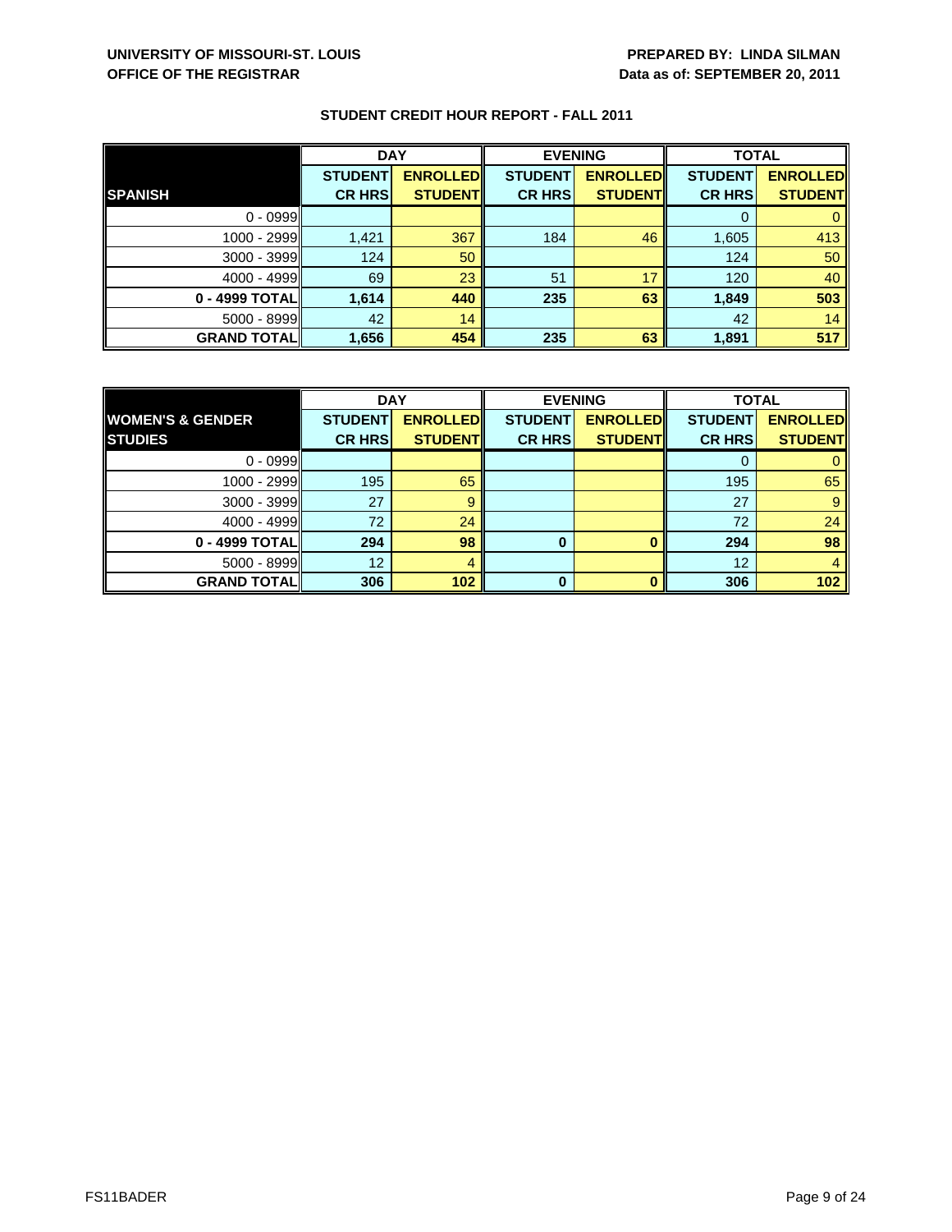**UNIVERSITY OF MISSOURI-ST. LOUIS**
**OFFICE OF THE REGISTRAR**

**PREPARED BY: LINDA SILMAN**
**Data as of: SEPTEMBER 20, 2011**

## STUDENT CREDIT HOUR REPORT - FALL 2011

| | DAY | | EVENING | | TOTAL | |
|---|---|---|---|---|---|---|
| **SPANISH** | **STUDENT CR HRS** | **ENROLLED STUDENT** | **STUDENT CR HRS** | **ENROLLED STUDENT** | **STUDENT CR HRS** | **ENROLLED STUDENT** |
| 0 - 0999 | | | | | 0 | 0 |
| 1000 - 2999 | 1,421 | 367 | 184 | 46 | 1,605 | 413 |
| 3000 - 3999 | 124 | 50 | | | 124 | 50 |
| 4000 - 4999 | 69 | 23 | 51 | 17 | 120 | 40 |
| **0 - 4999 TOTAL** | **1,614** | **440** | **235** | **63** | **1,849** | **503** |
| 5000 - 8999 | 42 | 14 | | | 42 | 14 |
| **GRAND TOTAL** | **1,656** | **454** | **235** | **63** | **1,891** | **517** |

| | DAY | | EVENING | | TOTAL | |
|---|---|---|---|---|---|---|
| **WOMEN'S & GENDER STUDIES** | **STUDENT CR HRS** | **ENROLLED STUDENT** | **STUDENT CR HRS** | **ENROLLED STUDENT** | **STUDENT CR HRS** | **ENROLLED STUDENT** |
| 0 - 0999 | | | | | 0 | 0 |
| 1000 - 2999 | 195 | 65 | | | 195 | 65 |
| 3000 - 3999 | 27 | 9 | | | 27 | 9 |
| 4000 - 4999 | 72 | 24 | | | 72 | 24 |
| **0 - 4999 TOTAL** | **294** | **98** | **0** | **0** | **294** | **98** |
| 5000 - 8999 | 12 | 4 | | | 12 | 4 |
| **GRAND TOTAL** | **306** | **102** | **0** | **0** | **306** | **102** |

FS11BADER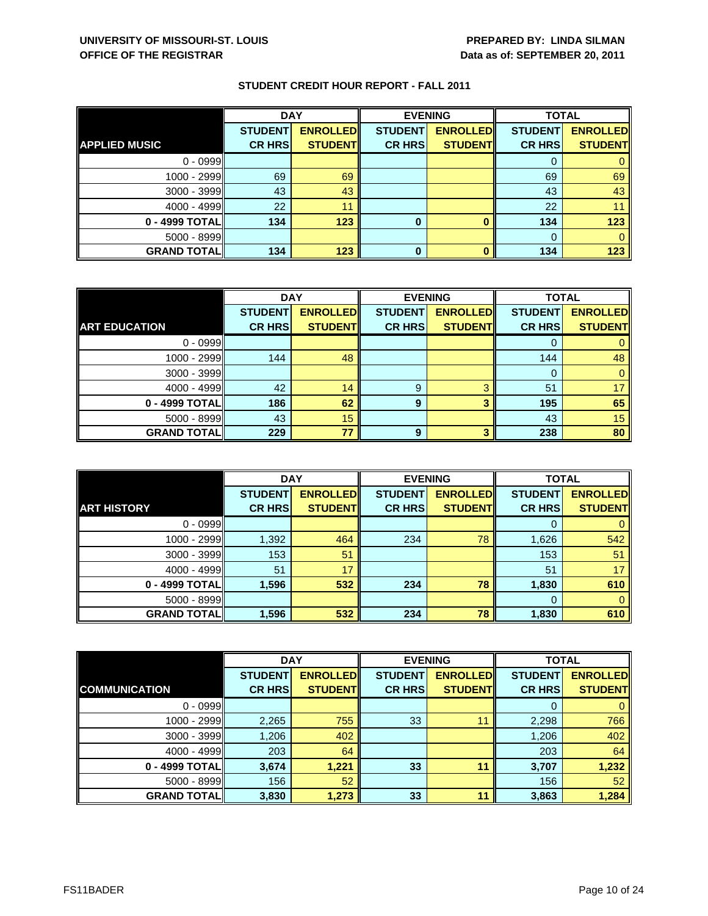UNIVERSITY OF MISSOURI-ST. LOUIS
OFFICE OF THE REGISTRAR

PREPARED BY: LINDA SILMAN
Data as of: SEPTEMBER 20, 2011

## STUDENT CREDIT HOUR REPORT - FALL 2011

| | DAY | | EVENING | | TOTAL | |
|---|---|---|---|---|---|---|
| **APPLIED MUSIC** | **STUDENT CR HRS** | **ENROLLED STUDENT** | **STUDENT CR HRS** | **ENROLLED STUDENT** | **STUDENT CR HRS** | **ENROLLED STUDENT** |
| 0 - 0999 | | | | | 0 | 0 |
| 1000 - 2999 | 69 | 69 | | | 69 | 69 |
| 3000 - 3999 | 43 | 43 | | | 43 | 43 |
| 4000 - 4999 | 22 | 11 | | | 22 | 11 |
| **0 - 4999 TOTAL** | **134** | **123** | **0** | **0** | **134** | **123** |
| 5000 - 8999 | | | | | 0 | 0 |
| **GRAND TOTAL** | **134** | **123** | **0** | **0** | **134** | **123** |

| | DAY | | EVENING | | TOTAL | |
|---|---|---|---|---|---|---|
| **ART EDUCATION** | **STUDENT CR HRS** | **ENROLLED STUDENT** | **STUDENT CR HRS** | **ENROLLED STUDENT** | **STUDENT CR HRS** | **ENROLLED STUDENT** |
| 0 - 0999 | | | | | 0 | 0 |
| 1000 - 2999 | 144 | 48 | | | 144 | 48 |
| 3000 - 3999 | | | | | 0 | 0 |
| 4000 - 4999 | 42 | 14 | 9 | 3 | 51 | 17 |
| **0 - 4999 TOTAL** | **186** | **62** | **9** | **3** | **195** | **65** |
| 5000 - 8999 | 43 | 15 | | | 43 | 15 |
| **GRAND TOTAL** | **229** | **77** | **9** | **3** | **238** | **80** |

| | DAY | | EVENING | | TOTAL | |
|---|---|---|---|---|---|---|
| **ART HISTORY** | **STUDENT CR HRS** | **ENROLLED STUDENT** | **STUDENT CR HRS** | **ENROLLED STUDENT** | **STUDENT CR HRS** | **ENROLLED STUDENT** |
| 0 - 0999 | | | | | 0 | 0 |
| 1000 - 2999 | 1,392 | 464 | 234 | 78 | 1,626 | 542 |
| 3000 - 3999 | 153 | 51 | | | 153 | 51 |
| 4000 - 4999 | 51 | 17 | | | 51 | 17 |
| **0 - 4999 TOTAL** | **1,596** | **532** | **234** | **78** | **1,830** | **610** |
| 5000 - 8999 | | | | | 0 | 0 |
| **GRAND TOTAL** | **1,596** | **532** | **234** | **78** | **1,830** | **610** |

| | DAY | | EVENING | | TOTAL | |
|---|---|---|---|---|---|---|
| **COMMUNICATION** | **STUDENT CR HRS** | **ENROLLED STUDENT** | **STUDENT CR HRS** | **ENROLLED STUDENT** | **STUDENT CR HRS** | **ENROLLED STUDENT** |
| 0 - 0999 | | | | | 0 | 0 |
| 1000 - 2999 | 2,265 | 755 | 33 | 11 | 2,298 | 766 |
| 3000 - 3999 | 1,206 | 402 | | | 1,206 | 402 |
| 4000 - 4999 | 203 | 64 | | | 203 | 64 |
| **0 - 4999 TOTAL** | **3,674** | **1,221** | **33** | **11** | **3,707** | **1,232** |
| 5000 - 8999 | 156 | 52 | | | 156 | 52 |
| **GRAND TOTAL** | **3,830** | **1,273** | **33** | **11** | **3,863** | **1,284** |

FS11BADER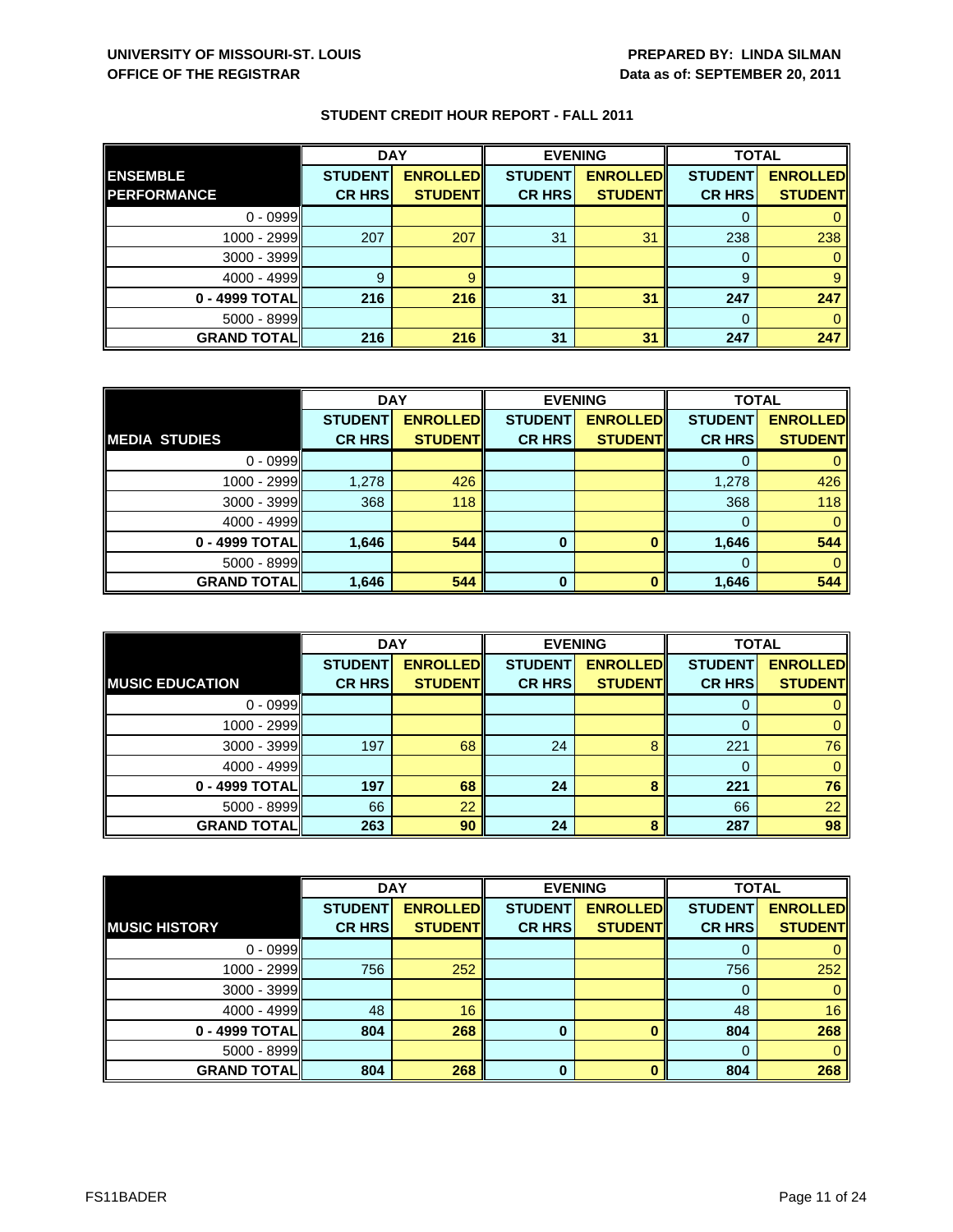UNIVERSITY OF MISSOURI-ST. LOUIS
OFFICE OF THE REGISTRAR

PREPARED BY: LINDA SILMAN
Data as of: SEPTEMBER 20, 2011

## STUDENT CREDIT HOUR REPORT - FALL 2011

| ENSEMBLE PERFORMANCE | DAY | | EVENING | | TOTAL | |
|---|---|---|---|---|---|---|
| | STUDENT CR HRS | ENROLLED STUDENT | STUDENT CR HRS | ENROLLED STUDENT | STUDENT CR HRS | ENROLLED STUDENT |
| 0 - 0999 | | | | | 0 | 0 |
| 1000 - 2999 | 207 | 207 | 31 | 31 | 238 | 238 |
| 3000 - 3999 | | | | | 0 | 0 |
| 4000 - 4999 | 9 | 9 | | | 9 | 9 |
| **0 - 4999 TOTAL** | **216** | **216** | **31** | **31** | **247** | **247** |
| 5000 - 8999 | | | | | 0 | 0 |
| **GRAND TOTAL** | **216** | **216** | **31** | **31** | **247** | **247** |

| MEDIA STUDIES | DAY | | EVENING | | TOTAL | |
|---|---|---|---|---|---|---|
| | STUDENT CR HRS | ENROLLED STUDENT | STUDENT CR HRS | ENROLLED STUDENT | STUDENT CR HRS | ENROLLED STUDENT |
| 0 - 0999 | | | | | 0 | 0 |
| 1000 - 2999 | 1,278 | 426 | | | 1,278 | 426 |
| 3000 - 3999 | 368 | 118 | | | 368 | 118 |
| 4000 - 4999 | | | | | 0 | 0 |
| **0 - 4999 TOTAL** | **1,646** | **544** | **0** | **0** | **1,646** | **544** |
| 5000 - 8999 | | | | | 0 | 0 |
| **GRAND TOTAL** | **1,646** | **544** | **0** | **0** | **1,646** | **544** |

| MUSIC EDUCATION | DAY | | EVENING | | TOTAL | |
|---|---|---|---|---|---|---|
| | STUDENT CR HRS | ENROLLED STUDENT | STUDENT CR HRS | ENROLLED STUDENT | STUDENT CR HRS | ENROLLED STUDENT |
| 0 - 0999 | | | | | 0 | 0 |
| 1000 - 2999 | | | | | 0 | 0 |
| 3000 - 3999 | 197 | 68 | 24 | 8 | 221 | 76 |
| 4000 - 4999 | | | | | 0 | 0 |
| **0 - 4999 TOTAL** | **197** | **68** | **24** | **8** | **221** | **76** |
| 5000 - 8999 | 66 | 22 | | | 66 | 22 |
| **GRAND TOTAL** | **263** | **90** | **24** | **8** | **287** | **98** |

| MUSIC HISTORY | DAY | | EVENING | | TOTAL | |
|---|---|---|---|---|---|---|
| | STUDENT CR HRS | ENROLLED STUDENT | STUDENT CR HRS | ENROLLED STUDENT | STUDENT CR HRS | ENROLLED STUDENT |
| 0 - 0999 | | | | | 0 | 0 |
| 1000 - 2999 | 756 | 252 | | | 756 | 252 |
| 3000 - 3999 | | | | | 0 | 0 |
| 4000 - 4999 | 48 | 16 | | | 48 | 16 |
| **0 - 4999 TOTAL** | **804** | **268** | **0** | **0** | **804** | **268** |
| 5000 - 8999 | | | | | 0 | 0 |
| **GRAND TOTAL** | **804** | **268** | **0** | **0** | **804** | **268** |

FS11BADER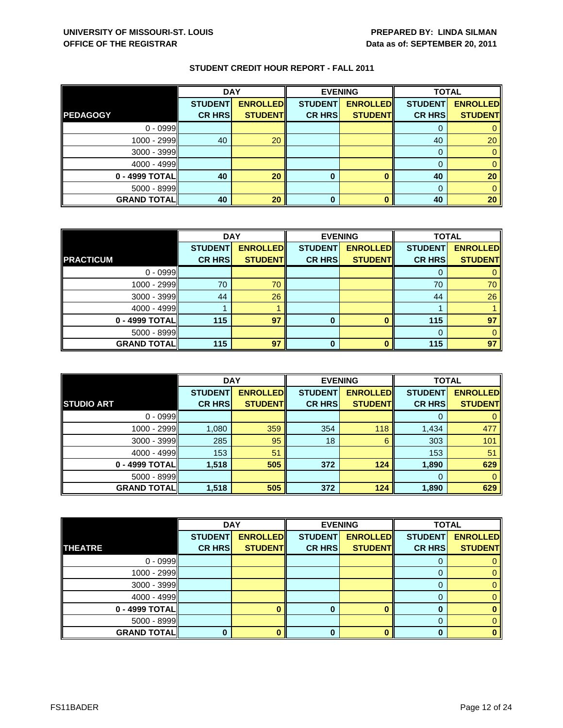**UNIVERSITY OF MISSOURI-ST. LOUIS**
**OFFICE OF THE REGISTRAR**

**PREPARED BY: LINDA SILMAN**
**Data as of: SEPTEMBER 20, 2011**

## STUDENT CREDIT HOUR REPORT - FALL 2011

| | DAY | | EVENING | | TOTAL | |
|---|---|---|---|---|---|---|
| **PEDAGOGY** | **STUDENT CR HRS** | **ENROLLED STUDENT** | **STUDENT CR HRS** | **ENROLLED STUDENT** | **STUDENT CR HRS** | **ENROLLED STUDENT** |
| 0 - 0999 | | | | | 0 | 0 |
| 1000 - 2999 | 40 | 20 | | | 40 | 20 |
| 3000 - 3999 | | | | | 0 | 0 |
| 4000 - 4999 | | | | | 0 | 0 |
| **0 - 4999 TOTAL** | **40** | **20** | **0** | **0** | **40** | **20** |
| 5000 - 8999 | | | | | 0 | 0 |
| **GRAND TOTAL** | **40** | **20** | **0** | **0** | **40** | **20** |

| | DAY | | EVENING | | TOTAL | |
|---|---|---|---|---|---|---|
| **PRACTICUM** | **STUDENT CR HRS** | **ENROLLED STUDENT** | **STUDENT CR HRS** | **ENROLLED STUDENT** | **STUDENT CR HRS** | **ENROLLED STUDENT** |
| 0 - 0999 | | | | | 0 | 0 |
| 1000 - 2999 | 70 | 70 | | | 70 | 70 |
| 3000 - 3999 | 44 | 26 | | | 44 | 26 |
| 4000 - 4999 | 1 | 1 | | | 1 | 1 |
| **0 - 4999 TOTAL** | **115** | **97** | **0** | **0** | **115** | **97** |
| 5000 - 8999 | | | | | 0 | 0 |
| **GRAND TOTAL** | **115** | **97** | **0** | **0** | **115** | **97** |

| | DAY | | EVENING | | TOTAL | |
|---|---|---|---|---|---|---|
| **STUDIO ART** | **STUDENT CR HRS** | **ENROLLED STUDENT** | **STUDENT CR HRS** | **ENROLLED STUDENT** | **STUDENT CR HRS** | **ENROLLED STUDENT** |
| 0 - 0999 | | | | | 0 | 0 |
| 1000 - 2999 | 1,080 | 359 | 354 | 118 | 1,434 | 477 |
| 3000 - 3999 | 285 | 95 | 18 | 6 | 303 | 101 |
| 4000 - 4999 | 153 | 51 | | | 153 | 51 |
| **0 - 4999 TOTAL** | **1,518** | **505** | **372** | **124** | **1,890** | **629** |
| 5000 - 8999 | | | | | 0 | 0 |
| **GRAND TOTAL** | **1,518** | **505** | **372** | **124** | **1,890** | **629** |

| | DAY | | EVENING | | TOTAL | |
|---|---|---|---|---|---|---|
| **THEATRE** | **STUDENT CR HRS** | **ENROLLED STUDENT** | **STUDENT CR HRS** | **ENROLLED STUDENT** | **STUDENT CR HRS** | **ENROLLED STUDENT** |
| 0 - 0999 | | | | | 0 | 0 |
| 1000 - 2999 | | | | | 0 | 0 |
| 3000 - 3999 | | | | | 0 | 0 |
| 4000 - 4999 | | | | | 0 | 0 |
| **0 - 4999 TOTAL** | | **0** | **0** | **0** | **0** | **0** |
| 5000 - 8999 | | | | | 0 | 0 |
| **GRAND TOTAL** | **0** | **0** | **0** | **0** | **0** | **0** |

FS11BADER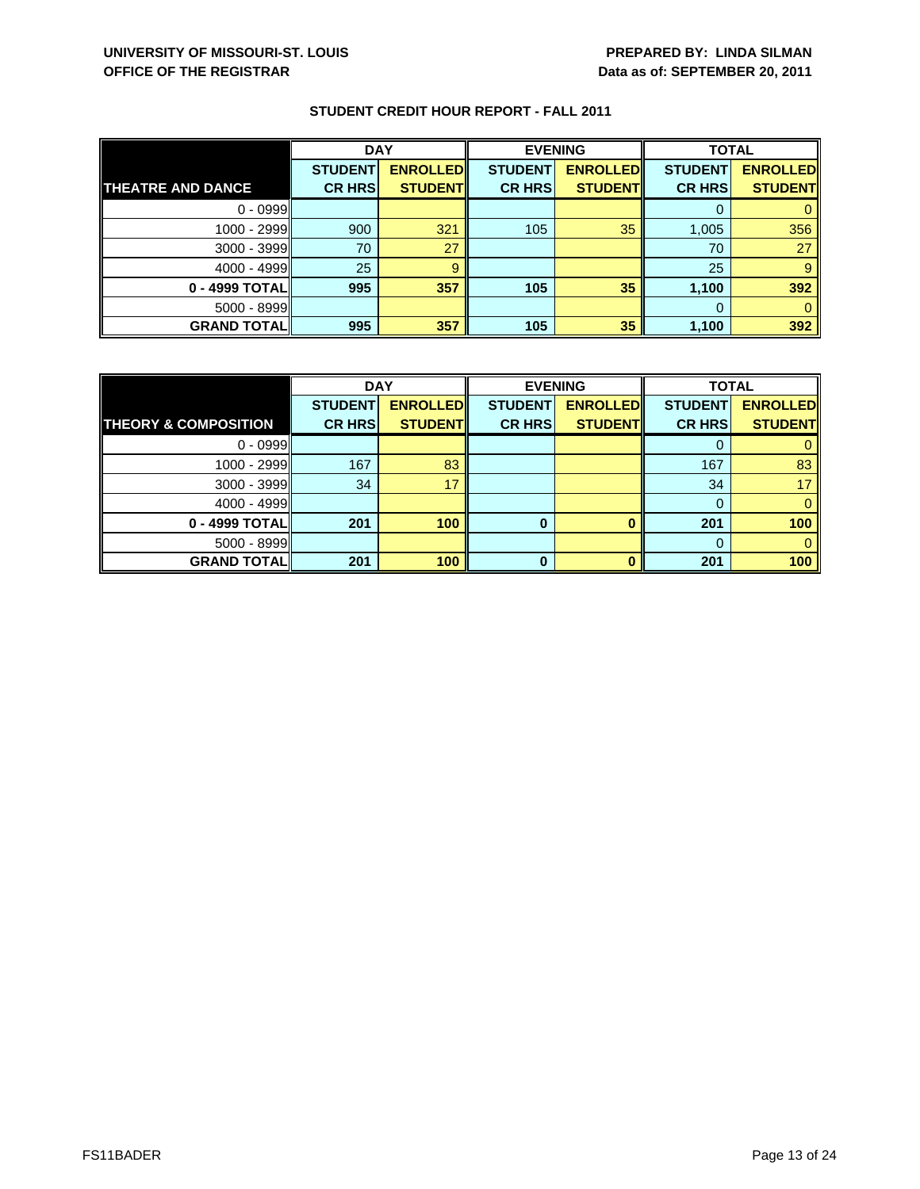**UNIVERSITY OF MISSOURI-ST. LOUIS**
**OFFICE OF THE REGISTRAR**

**PREPARED BY: LINDA SILMAN**
**Data as of: SEPTEMBER 20, 2011**

## STUDENT CREDIT HOUR REPORT - FALL 2011

| | DAY | | EVENING | | TOTAL | |
|---|---|---|---|---|---|---|
| **THEATRE AND DANCE** | **STUDENT CR HRS** | **ENROLLED STUDENT** | **STUDENT CR HRS** | **ENROLLED STUDENT** | **STUDENT CR HRS** | **ENROLLED STUDENT** |
| 0 - 0999 | | | | | 0 | 0 |
| 1000 - 2999 | 900 | 321 | 105 | 35 | 1,005 | 356 |
| 3000 - 3999 | 70 | 27 | | | 70 | 27 |
| 4000 - 4999 | 25 | 9 | | | 25 | 9 |
| **0 - 4999 TOTAL** | **995** | **357** | **105** | **35** | **1,100** | **392** |
| 5000 - 8999 | | | | | 0 | 0 |
| **GRAND TOTAL** | **995** | **357** | **105** | **35** | **1,100** | **392** |

| | DAY | | EVENING | | TOTAL | |
|---|---|---|---|---|---|---|
| **THEORY & COMPOSITION** | **STUDENT CR HRS** | **ENROLLED STUDENT** | **STUDENT CR HRS** | **ENROLLED STUDENT** | **STUDENT CR HRS** | **ENROLLED STUDENT** |
| 0 - 0999 | | | | | 0 | 0 |
| 1000 - 2999 | 167 | 83 | | | 167 | 83 |
| 3000 - 3999 | 34 | 17 | | | 34 | 17 |
| 4000 - 4999 | | | | | 0 | 0 |
| **0 - 4999 TOTAL** | **201** | **100** | **0** | **0** | **201** | **100** |
| 5000 - 8999 | | | | | 0 | 0 |
| **GRAND TOTAL** | **201** | **100** | **0** | **0** | **201** | **100** |

FS11BADER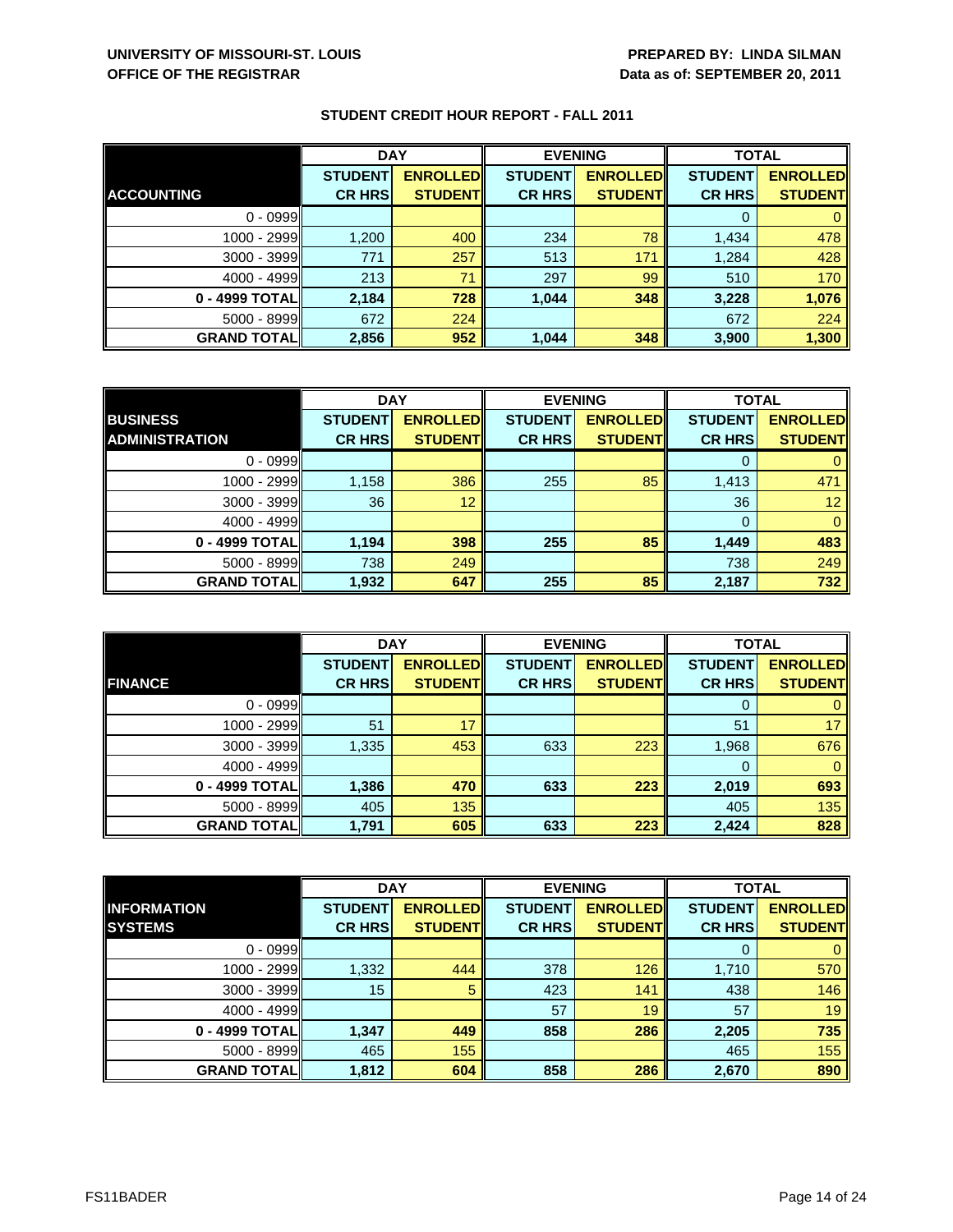**UNIVERSITY OF MISSOURI-ST. LOUIS**
**OFFICE OF THE REGISTRAR**

**PREPARED BY: LINDA SILMAN**
**Data as of: SEPTEMBER 20, 2011**

## STUDENT CREDIT HOUR REPORT - FALL 2011

| ACCOUNTING | DAY | | EVENING | | TOTAL | |
|---|---|---|---|---|---|---|
| | STUDENT CR HRS | ENROLLED STUDENT | STUDENT CR HRS | ENROLLED STUDENT | STUDENT CR HRS | ENROLLED STUDENT |
| 0 - 0999 | | | | | 0 | 0 |
| 1000 - 2999 | 1,200 | 400 | 234 | 78 | 1,434 | 478 |
| 3000 - 3999 | 771 | 257 | 513 | 171 | 1,284 | 428 |
| 4000 - 4999 | 213 | 71 | 297 | 99 | 510 | 170 |
| **0 - 4999 TOTAL** | **2,184** | **728** | **1,044** | **348** | **3,228** | **1,076** |
| 5000 - 8999 | 672 | 224 | | | 672 | 224 |
| **GRAND TOTAL** | **2,856** | **952** | **1,044** | **348** | **3,900** | **1,300** |

| BUSINESS ADMINISTRATION | DAY | | EVENING | | TOTAL | |
|---|---|---|---|---|---|---|
| | STUDENT CR HRS | ENROLLED STUDENT | STUDENT CR HRS | ENROLLED STUDENT | STUDENT CR HRS | ENROLLED STUDENT |
| 0 - 0999 | | | | | 0 | 0 |
| 1000 - 2999 | 1,158 | 386 | 255 | 85 | 1,413 | 471 |
| 3000 - 3999 | 36 | 12 | | | 36 | 12 |
| 4000 - 4999 | | | | | 0 | 0 |
| **0 - 4999 TOTAL** | **1,194** | **398** | **255** | **85** | **1,449** | **483** |
| 5000 - 8999 | 738 | 249 | | | 738 | 249 |
| **GRAND TOTAL** | **1,932** | **647** | **255** | **85** | **2,187** | **732** |

| FINANCE | DAY | | EVENING | | TOTAL | |
|---|---|---|---|---|---|---|
| | STUDENT CR HRS | ENROLLED STUDENT | STUDENT CR HRS | ENROLLED STUDENT | STUDENT CR HRS | ENROLLED STUDENT |
| 0 - 0999 | | | | | 0 | 0 |
| 1000 - 2999 | 51 | 17 | | | 51 | 17 |
| 3000 - 3999 | 1,335 | 453 | 633 | 223 | 1,968 | 676 |
| 4000 - 4999 | | | | | 0 | 0 |
| **0 - 4999 TOTAL** | **1,386** | **470** | **633** | **223** | **2,019** | **693** |
| 5000 - 8999 | 405 | 135 | | | 405 | 135 |
| **GRAND TOTAL** | **1,791** | **605** | **633** | **223** | **2,424** | **828** |

| INFORMATION SYSTEMS | DAY | | EVENING | | TOTAL | |
|---|---|---|---|---|---|---|
| | STUDENT CR HRS | ENROLLED STUDENT | STUDENT CR HRS | ENROLLED STUDENT | STUDENT CR HRS | ENROLLED STUDENT |
| 0 - 0999 | | | | | 0 | 0 |
| 1000 - 2999 | 1,332 | 444 | 378 | 126 | 1,710 | 570 |
| 3000 - 3999 | 15 | 5 | 423 | 141 | 438 | 146 |
| 4000 - 4999 | | | 57 | 19 | 57 | 19 |
| **0 - 4999 TOTAL** | **1,347** | **449** | **858** | **286** | **2,205** | **735** |
| 5000 - 8999 | 465 | 155 | | | 465 | 155 |
| **GRAND TOTAL** | **1,812** | **604** | **858** | **286** | **2,670** | **890** |

FS11BADER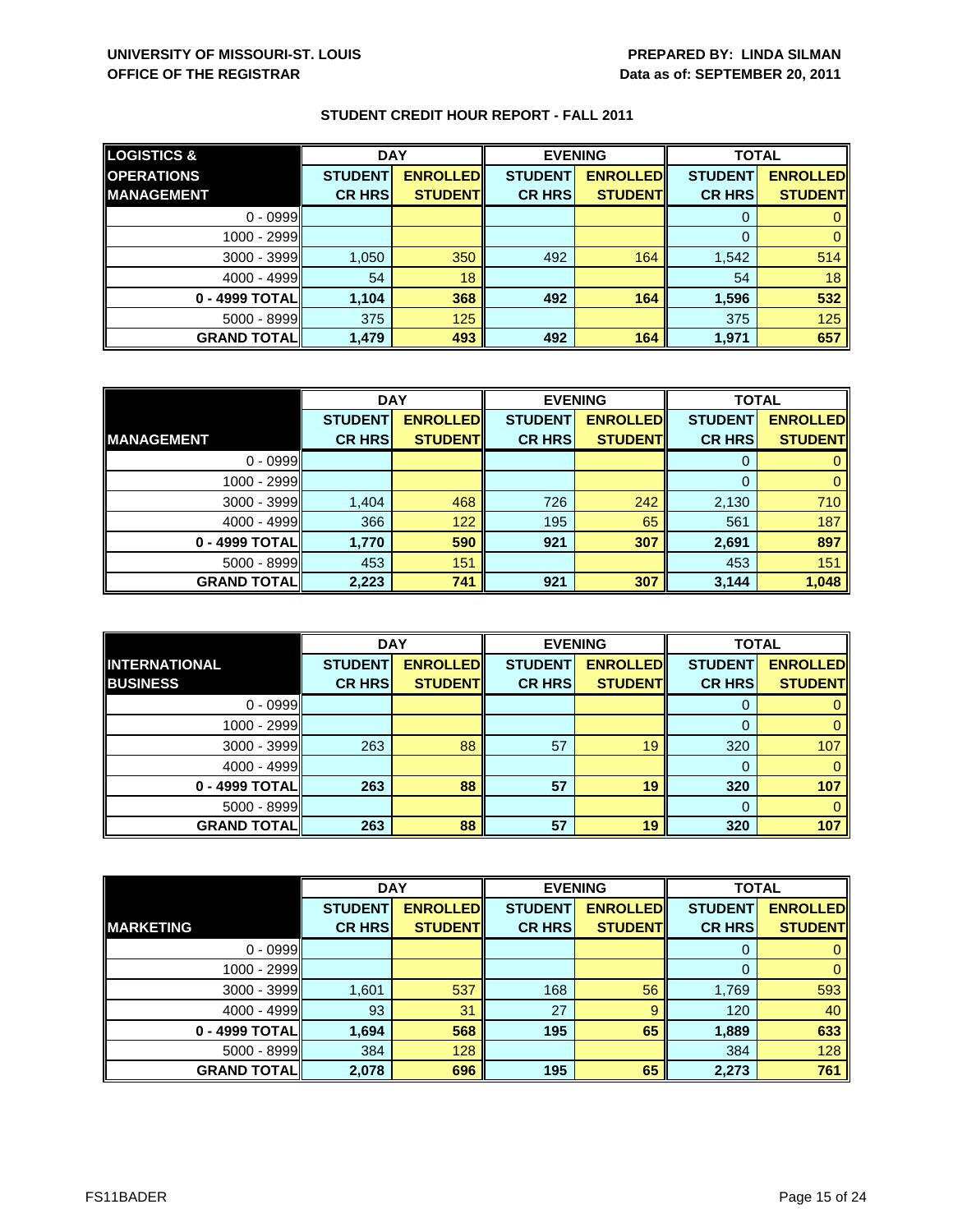**UNIVERSITY OF MISSOURI-ST. LOUIS**
**OFFICE OF THE REGISTRAR**

**PREPARED BY: LINDA SILMAN**
**Data as of: SEPTEMBER 20, 2011**

## STUDENT CREDIT HOUR REPORT - FALL 2011

| LOGISTICS & OPERATIONS MANAGEMENT | DAY | | EVENING | | TOTAL | |
|---|---|---|---|---|---|---|
| | STUDENT CR HRS | ENROLLED STUDENT | STUDENT CR HRS | ENROLLED STUDENT | STUDENT CR HRS | ENROLLED STUDENT |
| 0 - 0999 | | | | | 0 | 0 |
| 1000 - 2999 | | | | | 0 | 0 |
| 3000 - 3999 | 1,050 | 350 | 492 | 164 | 1,542 | 514 |
| 4000 - 4999 | 54 | 18 | | | 54 | 18 |
| **0 - 4999 TOTAL** | **1,104** | **368** | **492** | **164** | **1,596** | **532** |
| 5000 - 8999 | 375 | 125 | | | 375 | 125 |
| **GRAND TOTAL** | **1,479** | **493** | **492** | **164** | **1,971** | **657** |

| MANAGEMENT | DAY | | EVENING | | TOTAL | |
|---|---|---|---|---|---|---|
| | STUDENT CR HRS | ENROLLED STUDENT | STUDENT CR HRS | ENROLLED STUDENT | STUDENT CR HRS | ENROLLED STUDENT |
| 0 - 0999 | | | | | 0 | 0 |
| 1000 - 2999 | | | | | 0 | 0 |
| 3000 - 3999 | 1,404 | 468 | 726 | 242 | 2,130 | 710 |
| 4000 - 4999 | 366 | 122 | 195 | 65 | 561 | 187 |
| **0 - 4999 TOTAL** | **1,770** | **590** | **921** | **307** | **2,691** | **897** |
| 5000 - 8999 | 453 | 151 | | | 453 | 151 |
| **GRAND TOTAL** | **2,223** | **741** | **921** | **307** | **3,144** | **1,048** |

| INTERNATIONAL BUSINESS | DAY | | EVENING | | TOTAL | |
|---|---|---|---|---|---|---|
| | STUDENT CR HRS | ENROLLED STUDENT | STUDENT CR HRS | ENROLLED STUDENT | STUDENT CR HRS | ENROLLED STUDENT |
| 0 - 0999 | | | | | 0 | 0 |
| 1000 - 2999 | | | | | 0 | 0 |
| 3000 - 3999 | 263 | 88 | 57 | 19 | 320 | 107 |
| 4000 - 4999 | | | | | 0 | 0 |
| **0 - 4999 TOTAL** | **263** | **88** | **57** | **19** | **320** | **107** |
| 5000 - 8999 | | | | | 0 | 0 |
| **GRAND TOTAL** | **263** | **88** | **57** | **19** | **320** | **107** |

| MARKETING | DAY | | EVENING | | TOTAL | |
|---|---|---|---|---|---|---|
| | STUDENT CR HRS | ENROLLED STUDENT | STUDENT CR HRS | ENROLLED STUDENT | STUDENT CR HRS | ENROLLED STUDENT |
| 0 - 0999 | | | | | 0 | 0 |
| 1000 - 2999 | | | | | 0 | 0 |
| 3000 - 3999 | 1,601 | 537 | 168 | 56 | 1,769 | 593 |
| 4000 - 4999 | 93 | 31 | 27 | 9 | 120 | 40 |
| **0 - 4999 TOTAL** | **1,694** | **568** | **195** | **65** | **1,889** | **633** |
| 5000 - 8999 | 384 | 128 | | | 384 | 128 |
| **GRAND TOTAL** | **2,078** | **696** | **195** | **65** | **2,273** | **761** |

FS11BADER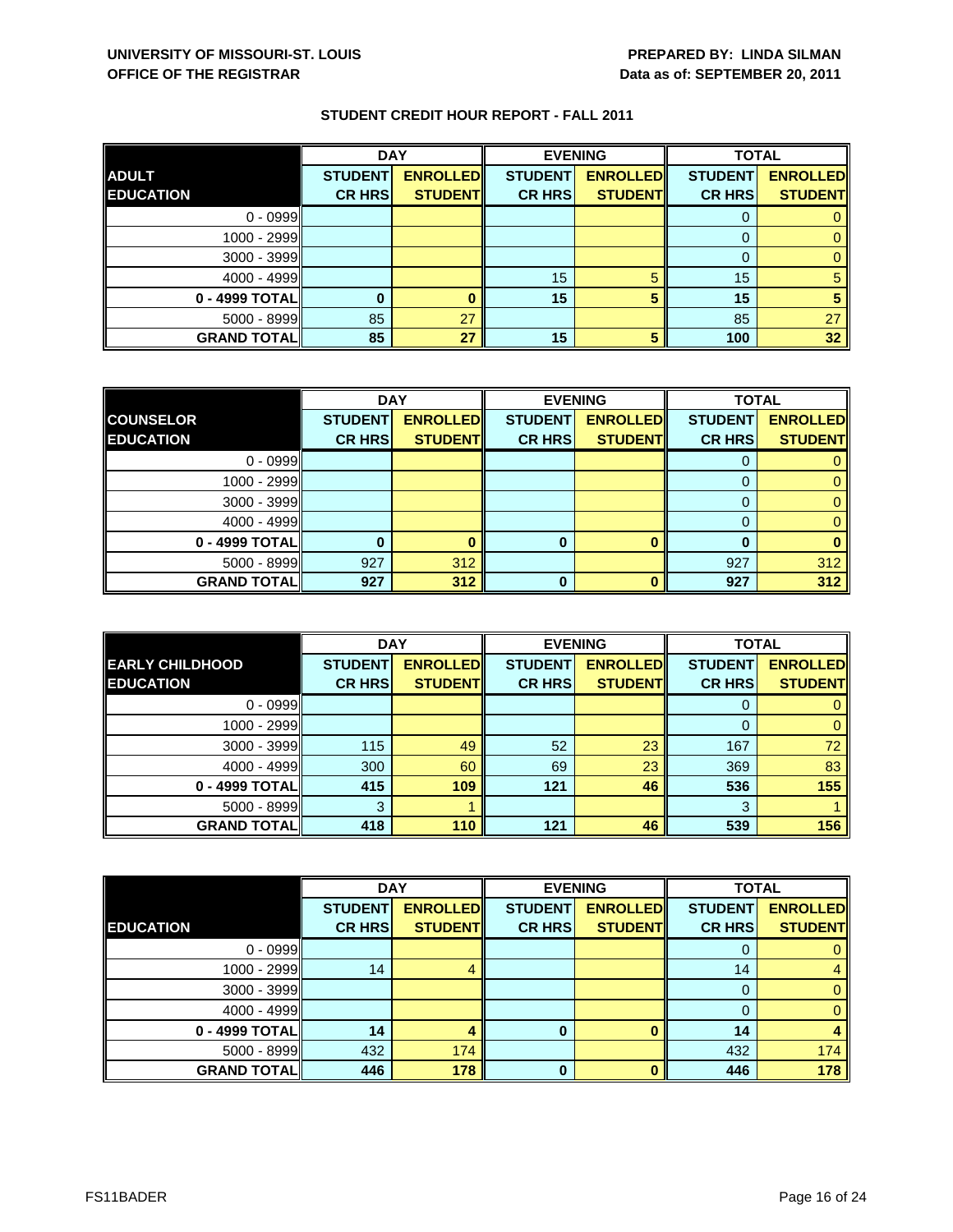**UNIVERSITY OF MISSOURI-ST. LOUIS**
**OFFICE OF THE REGISTRAR**

**PREPARED BY: LINDA SILMAN**
**Data as of: SEPTEMBER 20, 2011**

## STUDENT CREDIT HOUR REPORT - FALL 2011

| | DAY | | EVENING | | TOTAL | |
|---|---|---|---|---|---|---|
| **ADULT EDUCATION** | **STUDENT CR HRS** | **ENROLLED STUDENT** | **STUDENT CR HRS** | **ENROLLED STUDENT** | **STUDENT CR HRS** | **ENROLLED STUDENT** |
| 0 - 0999 | | | | | 0 | 0 |
| 1000 - 2999 | | | | | 0 | 0 |
| 3000 - 3999 | | | | | 0 | 0 |
| 4000 - 4999 | | | 15 | 5 | 15 | 5 |
| **0 - 4999 TOTAL** | **0** | **0** | **15** | **5** | **15** | **5** |
| 5000 - 8999 | 85 | 27 | | | 85 | 27 |
| **GRAND TOTAL** | **85** | **27** | **15** | **5** | **100** | **32** |

| | DAY | | EVENING | | TOTAL | |
|---|---|---|---|---|---|---|
| **COUNSELOR EDUCATION** | **STUDENT CR HRS** | **ENROLLED STUDENT** | **STUDENT CR HRS** | **ENROLLED STUDENT** | **STUDENT CR HRS** | **ENROLLED STUDENT** |
| 0 - 0999 | | | | | 0 | 0 |
| 1000 - 2999 | | | | | 0 | 0 |
| 3000 - 3999 | | | | | 0 | 0 |
| 4000 - 4999 | | | | | 0 | 0 |
| **0 - 4999 TOTAL** | **0** | **0** | **0** | **0** | **0** | **0** |
| 5000 - 8999 | 927 | 312 | | | 927 | 312 |
| **GRAND TOTAL** | **927** | **312** | **0** | **0** | **927** | **312** |

| | DAY | | EVENING | | TOTAL | |
|---|---|---|---|---|---|---|
| **EARLY CHILDHOOD EDUCATION** | **STUDENT CR HRS** | **ENROLLED STUDENT** | **STUDENT CR HRS** | **ENROLLED STUDENT** | **STUDENT CR HRS** | **ENROLLED STUDENT** |
| 0 - 0999 | | | | | 0 | 0 |
| 1000 - 2999 | | | | | 0 | 0 |
| 3000 - 3999 | 115 | 49 | 52 | 23 | 167 | 72 |
| 4000 - 4999 | 300 | 60 | 69 | 23 | 369 | 83 |
| **0 - 4999 TOTAL** | **415** | **109** | **121** | **46** | **536** | **155** |
| 5000 - 8999 | 3 | 1 | | | 3 | 1 |
| **GRAND TOTAL** | **418** | **110** | **121** | **46** | **539** | **156** |

| | DAY | | EVENING | | TOTAL | |
|---|---|---|---|---|---|---|
| **EDUCATION** | **STUDENT CR HRS** | **ENROLLED STUDENT** | **STUDENT CR HRS** | **ENROLLED STUDENT** | **STUDENT CR HRS** | **ENROLLED STUDENT** |
| 0 - 0999 | | | | | 0 | 0 |
| 1000 - 2999 | 14 | 4 | | | 14 | 4 |
| 3000 - 3999 | | | | | 0 | 0 |
| 4000 - 4999 | | | | | 0 | 0 |
| **0 - 4999 TOTAL** | **14** | **4** | **0** | **0** | **14** | **4** |
| 5000 - 8999 | 432 | 174 | | | 432 | 174 |
| **GRAND TOTAL** | **446** | **178** | **0** | **0** | **446** | **178** |

FS11BADER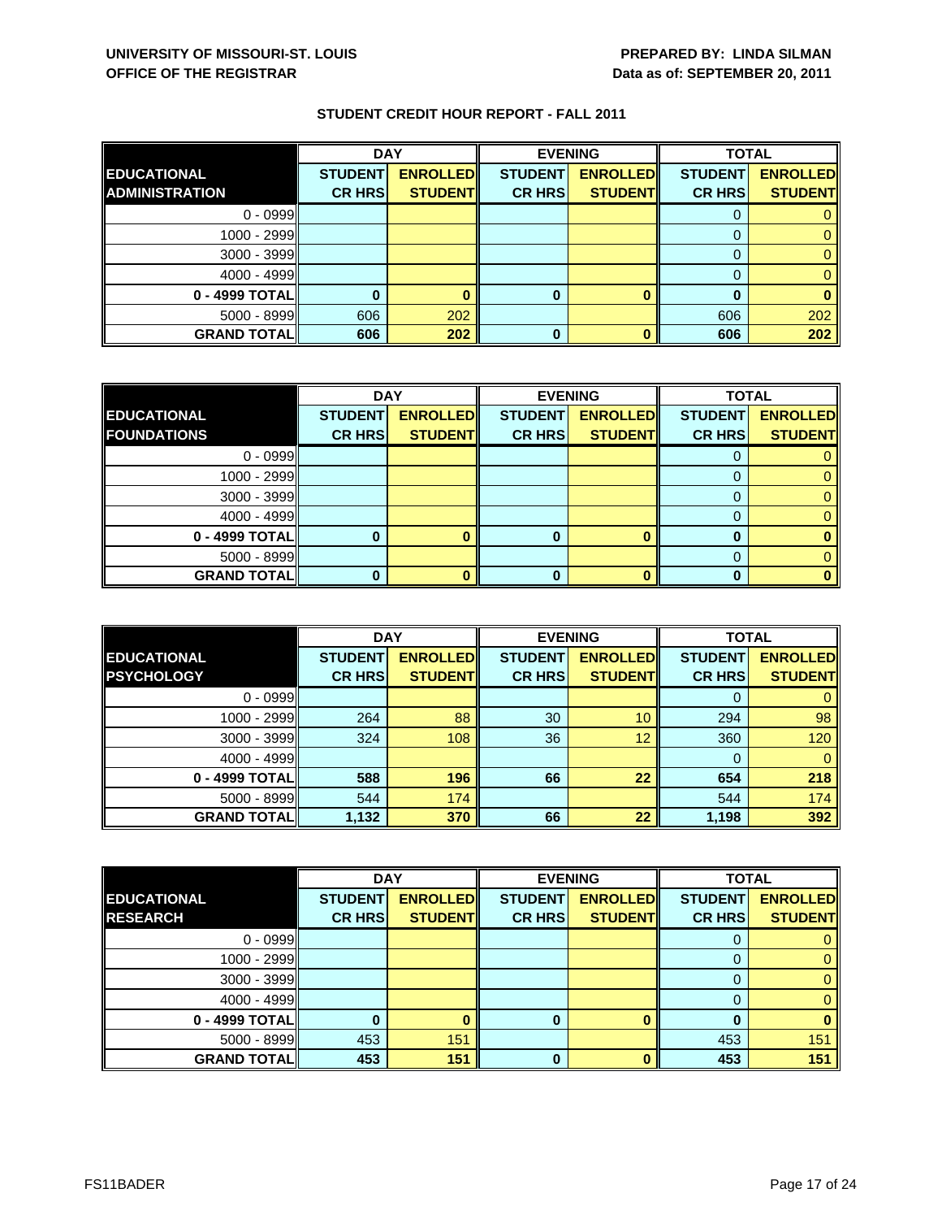UNIVERSITY OF MISSOURI-ST. LOUIS
OFFICE OF THE REGISTRAR

PREPARED BY: LINDA SILMAN
Data as of: SEPTEMBER 20, 2011

## STUDENT CREDIT HOUR REPORT - FALL 2011

| EDUCATIONAL ADMINISTRATION | DAY | | EVENING | | TOTAL | |
|---|---|---|---|---|---|---|
| | STUDENT CR HRS | ENROLLED STUDENT | STUDENT CR HRS | ENROLLED STUDENT | STUDENT CR HRS | ENROLLED STUDENT |
| 0 - 0999 | | | | | 0 | 0 |
| 1000 - 2999 | | | | | 0 | 0 |
| 3000 - 3999 | | | | | 0 | 0 |
| 4000 - 4999 | | | | | 0 | 0 |
| **0 - 4999 TOTAL** | **0** | **0** | **0** | **0** | **0** | **0** |
| 5000 - 8999 | 606 | 202 | | | 606 | 202 |
| **GRAND TOTAL** | **606** | **202** | **0** | **0** | **606** | **202** |

| EDUCATIONAL FOUNDATIONS | DAY | | EVENING | | TOTAL | |
|---|---|---|---|---|---|---|
| | STUDENT CR HRS | ENROLLED STUDENT | STUDENT CR HRS | ENROLLED STUDENT | STUDENT CR HRS | ENROLLED STUDENT |
| 0 - 0999 | | | | | 0 | 0 |
| 1000 - 2999 | | | | | 0 | 0 |
| 3000 - 3999 | | | | | 0 | 0 |
| 4000 - 4999 | | | | | 0 | 0 |
| **0 - 4999 TOTAL** | **0** | **0** | **0** | **0** | **0** | **0** |
| 5000 - 8999 | | | | | 0 | 0 |
| **GRAND TOTAL** | **0** | **0** | **0** | **0** | **0** | **0** |

| EDUCATIONAL PSYCHOLOGY | DAY | | EVENING | | TOTAL | |
|---|---|---|---|---|---|---|
| | STUDENT CR HRS | ENROLLED STUDENT | STUDENT CR HRS | ENROLLED STUDENT | STUDENT CR HRS | ENROLLED STUDENT |
| 0 - 0999 | | | | | 0 | 0 |
| 1000 - 2999 | 264 | 88 | 30 | 10 | 294 | 98 |
| 3000 - 3999 | 324 | 108 | 36 | 12 | 360 | 120 |
| 4000 - 4999 | | | | | 0 | 0 |
| **0 - 4999 TOTAL** | **588** | **196** | **66** | **22** | **654** | **218** |
| 5000 - 8999 | 544 | 174 | | | 544 | 174 |
| **GRAND TOTAL** | **1,132** | **370** | **66** | **22** | **1,198** | **392** |

| EDUCATIONAL RESEARCH | DAY | | EVENING | | TOTAL | |
|---|---|---|---|---|---|---|
| | STUDENT CR HRS | ENROLLED STUDENT | STUDENT CR HRS | ENROLLED STUDENT | STUDENT CR HRS | ENROLLED STUDENT |
| 0 - 0999 | | | | | 0 | 0 |
| 1000 - 2999 | | | | | 0 | 0 |
| 3000 - 3999 | | | | | 0 | 0 |
| 4000 - 4999 | | | | | 0 | 0 |
| **0 - 4999 TOTAL** | **0** | **0** | **0** | **0** | **0** | **0** |
| 5000 - 8999 | 453 | 151 | | | 453 | 151 |
| **GRAND TOTAL** | **453** | **151** | **0** | **0** | **453** | **151** |

FS11BADER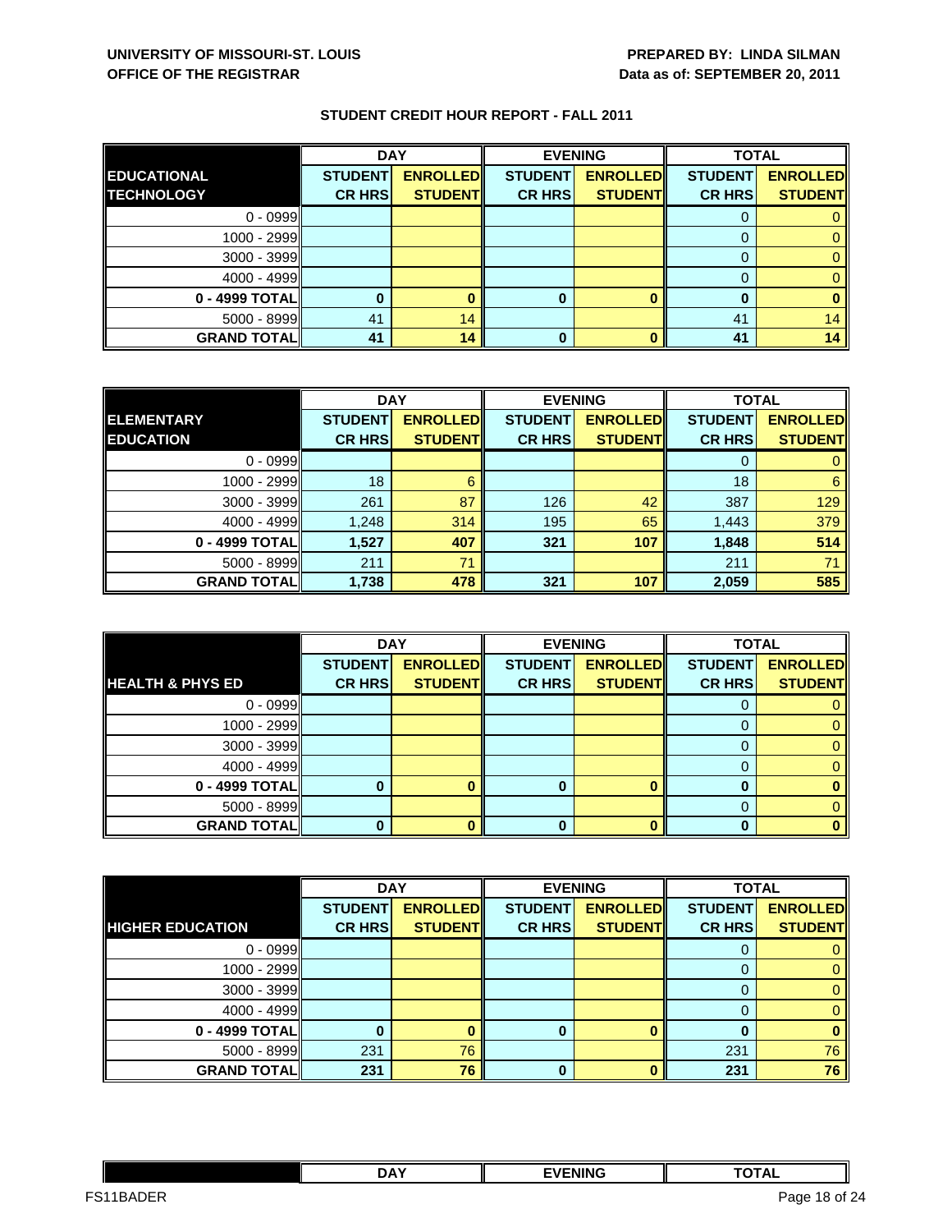**UNIVERSITY OF MISSOURI-ST. LOUIS**
**OFFICE OF THE REGISTRAR**

**PREPARED BY: LINDA SILMAN**
**Data as of: SEPTEMBER 20, 2011**

## STUDENT CREDIT HOUR REPORT - FALL 2011

| | DAY | | EVENING | | TOTAL | |
|---|---|---|---|---|---|---|
| **EDUCATIONAL TECHNOLOGY** | **STUDENT CR HRS** | **ENROLLED STUDENT** | **STUDENT CR HRS** | **ENROLLED STUDENT** | **STUDENT CR HRS** | **ENROLLED STUDENT** |
| 0 - 0999 | | | | | 0 | 0 |
| 1000 - 2999 | | | | | 0 | 0 |
| 3000 - 3999 | | | | | 0 | 0 |
| 4000 - 4999 | | | | | 0 | 0 |
| **0 - 4999 TOTAL** | **0** | **0** | **0** | **0** | **0** | **0** |
| 5000 - 8999 | 41 | 14 | | | 41 | 14 |
| **GRAND TOTAL** | **41** | **14** | **0** | **0** | **41** | **14** |

| | DAY | | EVENING | | TOTAL | |
|---|---|---|---|---|---|---|
| **ELEMENTARY EDUCATION** | **STUDENT CR HRS** | **ENROLLED STUDENT** | **STUDENT CR HRS** | **ENROLLED STUDENT** | **STUDENT CR HRS** | **ENROLLED STUDENT** |
| 0 - 0999 | | | | | 0 | 0 |
| 1000 - 2999 | 18 | 6 | | | 18 | 6 |
| 3000 - 3999 | 261 | 87 | 126 | 42 | 387 | 129 |
| 4000 - 4999 | 1,248 | 314 | 195 | 65 | 1,443 | 379 |
| **0 - 4999 TOTAL** | **1,527** | **407** | **321** | **107** | **1,848** | **514** |
| 5000 - 8999 | 211 | 71 | | | 211 | 71 |
| **GRAND TOTAL** | **1,738** | **478** | **321** | **107** | **2,059** | **585** |

| | DAY | | EVENING | | TOTAL | |
|---|---|---|---|---|---|---|
| **HEALTH & PHYS ED** | **STUDENT CR HRS** | **ENROLLED STUDENT** | **STUDENT CR HRS** | **ENROLLED STUDENT** | **STUDENT CR HRS** | **ENROLLED STUDENT** |
| 0 - 0999 | | | | | 0 | 0 |
| 1000 - 2999 | | | | | 0 | 0 |
| 3000 - 3999 | | | | | 0 | 0 |
| 4000 - 4999 | | | | | 0 | 0 |
| **0 - 4999 TOTAL** | **0** | **0** | **0** | **0** | **0** | **0** |
| 5000 - 8999 | | | | | 0 | 0 |
| **GRAND TOTAL** | **0** | **0** | **0** | **0** | **0** | **0** |

| | DAY | | EVENING | | TOTAL | |
|---|---|---|---|---|---|---|
| **HIGHER EDUCATION** | **STUDENT CR HRS** | **ENROLLED STUDENT** | **STUDENT CR HRS** | **ENROLLED STUDENT** | **STUDENT CR HRS** | **ENROLLED STUDENT** |
| 0 - 0999 | | | | | 0 | 0 |
| 1000 - 2999 | | | | | 0 | 0 |
| 3000 - 3999 | | | | | 0 | 0 |
| 4000 - 4999 | | | | | 0 | 0 |
| **0 - 4999 TOTAL** | **0** | **0** | **0** | **0** | **0** | **0** |
| 5000 - 8999 | 231 | 76 | | | 231 | 76 |
| **GRAND TOTAL** | **231** | **76** | **0** | **0** | **231** | **76** |

| | DAY | EVENING | TOTAL |
|---|---|---|---|

FS11BADER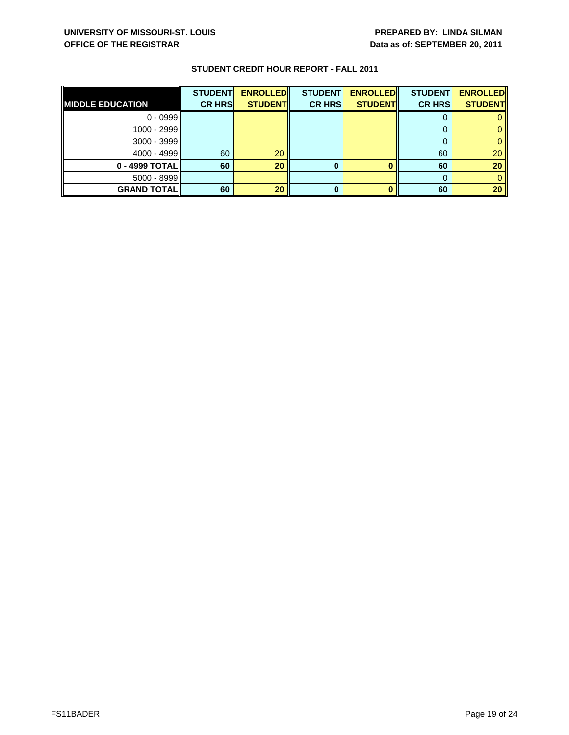**UNIVERSITY OF MISSOURI-ST. LOUIS**
**OFFICE OF THE REGISTRAR**

**PREPARED BY: LINDA SILMAN**
**Data as of: SEPTEMBER 20, 2011**

## STUDENT CREDIT HOUR REPORT - FALL 2011

| MIDDLE EDUCATION | STUDENT CR HRS | ENROLLED STUDENT | STUDENT CR HRS | ENROLLED STUDENT | STUDENT CR HRS | ENROLLED STUDENT |
|---|---|---|---|---|---|---|
| 0 - 0999 | | | | | 0 | 0 |
| 1000 - 2999 | | | | | 0 | 0 |
| 3000 - 3999 | | | | | 0 | 0 |
| 4000 - 4999 | 60 | 20 | | | 60 | 20 |
| **0 - 4999 TOTAL** | **60** | **20** | **0** | **0** | **60** | **20** |
| 5000 - 8999 | | | | | 0 | 0 |
| **GRAND TOTAL** | **60** | **20** | **0** | **0** | **60** | **20** |

FS11BADER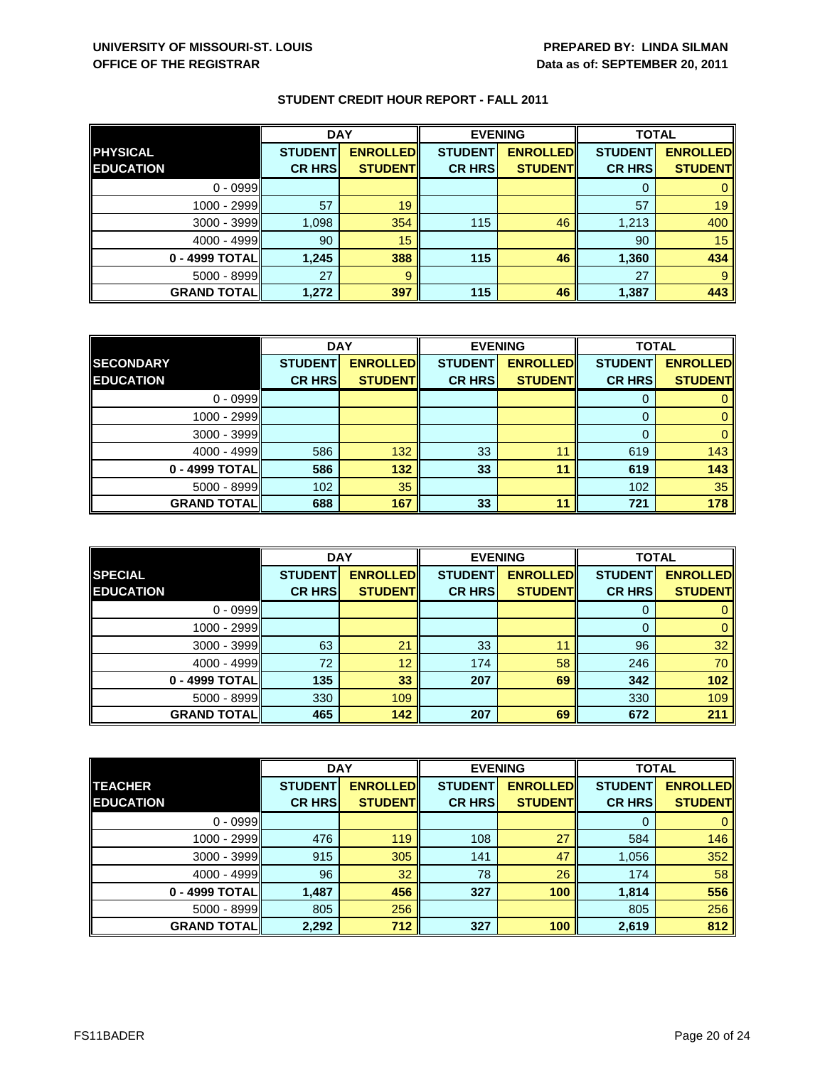**UNIVERSITY OF MISSOURI-ST. LOUIS**
**OFFICE OF THE REGISTRAR**

**PREPARED BY: LINDA SILMAN**
**Data as of: SEPTEMBER 20, 2011**

## STUDENT CREDIT HOUR REPORT - FALL 2011

| | DAY | | EVENING | | TOTAL | |
|---|---|---|---|---|---|---|
| **PHYSICAL EDUCATION** | **STUDENT CR HRS** | **ENROLLED STUDENT** | **STUDENT CR HRS** | **ENROLLED STUDENT** | **STUDENT CR HRS** | **ENROLLED STUDENT** |
| 0 - 0999 | | | | | 0 | 0 |
| 1000 - 2999 | 57 | 19 | | | 57 | 19 |
| 3000 - 3999 | 1,098 | 354 | 115 | 46 | 1,213 | 400 |
| 4000 - 4999 | 90 | 15 | | | 90 | 15 |
| **0 - 4999 TOTAL** | **1,245** | **388** | **115** | **46** | **1,360** | **434** |
| 5000 - 8999 | 27 | 9 | | | 27 | 9 |
| **GRAND TOTAL** | **1,272** | **397** | **115** | **46** | **1,387** | **443** |

| | DAY | | EVENING | | TOTAL | |
|---|---|---|---|---|---|---|
| **SECONDARY EDUCATION** | **STUDENT CR HRS** | **ENROLLED STUDENT** | **STUDENT CR HRS** | **ENROLLED STUDENT** | **STUDENT CR HRS** | **ENROLLED STUDENT** |
| 0 - 0999 | | | | | 0 | 0 |
| 1000 - 2999 | | | | | 0 | 0 |
| 3000 - 3999 | | | | | 0 | 0 |
| 4000 - 4999 | 586 | 132 | 33 | 11 | 619 | 143 |
| **0 - 4999 TOTAL** | **586** | **132** | **33** | **11** | **619** | **143** |
| 5000 - 8999 | 102 | 35 | | | 102 | 35 |
| **GRAND TOTAL** | **688** | **167** | **33** | **11** | **721** | **178** |

| | DAY | | EVENING | | TOTAL | |
|---|---|---|---|---|---|---|
| **SPECIAL EDUCATION** | **STUDENT CR HRS** | **ENROLLED STUDENT** | **STUDENT CR HRS** | **ENROLLED STUDENT** | **STUDENT CR HRS** | **ENROLLED STUDENT** |
| 0 - 0999 | | | | | 0 | 0 |
| 1000 - 2999 | | | | | 0 | 0 |
| 3000 - 3999 | 63 | 21 | 33 | 11 | 96 | 32 |
| 4000 - 4999 | 72 | 12 | 174 | 58 | 246 | 70 |
| **0 - 4999 TOTAL** | **135** | **33** | **207** | **69** | **342** | **102** |
| 5000 - 8999 | 330 | 109 | | | 330 | 109 |
| **GRAND TOTAL** | **465** | **142** | **207** | **69** | **672** | **211** |

| | DAY | | EVENING | | TOTAL | |
|---|---|---|---|---|---|---|
| **TEACHER EDUCATION** | **STUDENT CR HRS** | **ENROLLED STUDENT** | **STUDENT CR HRS** | **ENROLLED STUDENT** | **STUDENT CR HRS** | **ENROLLED STUDENT** |
| 0 - 0999 | | | | | 0 | 0 |
| 1000 - 2999 | 476 | 119 | 108 | 27 | 584 | 146 |
| 3000 - 3999 | 915 | 305 | 141 | 47 | 1,056 | 352 |
| 4000 - 4999 | 96 | 32 | 78 | 26 | 174 | 58 |
| **0 - 4999 TOTAL** | **1,487** | **456** | **327** | **100** | **1,814** | **556** |
| 5000 - 8999 | 805 | 256 | | | 805 | 256 |
| **GRAND TOTAL** | **2,292** | **712** | **327** | **100** | **2,619** | **812** |

FS11BADER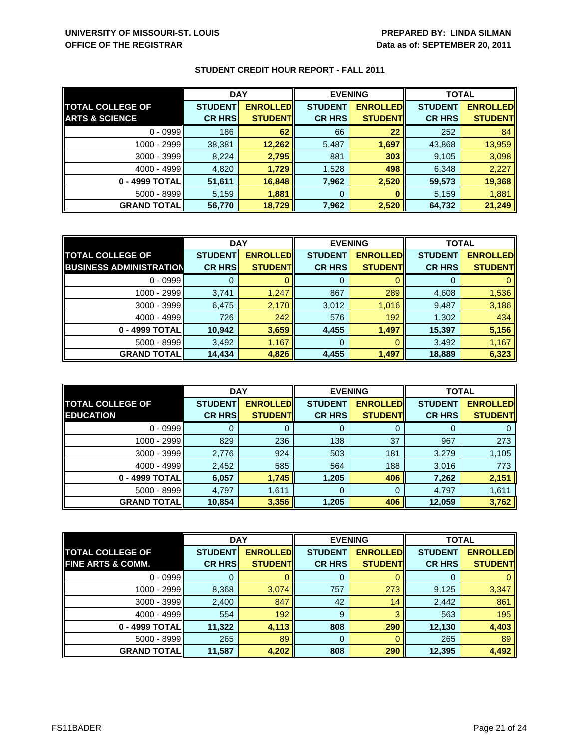**UNIVERSITY OF MISSOURI-ST. LOUIS**
**OFFICE OF THE REGISTRAR**

**PREPARED BY: LINDA SILMAN**
**Data as of: SEPTEMBER 20, 2011**

### STUDENT CREDIT HOUR REPORT - FALL 2011

| TOTAL COLLEGE OF ARTS & SCIENCE | DAY | | EVENING | | TOTAL | |
|---|---|---|---|---|---|---|
| | STUDENT CR HRS | ENROLLED STUDENT | STUDENT CR HRS | ENROLLED STUDENT | STUDENT CR HRS | ENROLLED STUDENT |
| 0 - 0999 | 186 | 62 | 66 | 22 | 252 | 84 |
| 1000 - 2999 | 38,381 | 12,262 | 5,487 | 1,697 | 43,868 | 13,959 |
| 3000 - 3999 | 8,224 | 2,795 | 881 | 303 | 9,105 | 3,098 |
| 4000 - 4999 | 4,820 | 1,729 | 1,528 | 498 | 6,348 | 2,227 |
| **0 - 4999 TOTAL** | **51,611** | **16,848** | **7,962** | **2,520** | **59,573** | **19,368** |
| 5000 - 8999 | 5,159 | 1,881 | 0 | 0 | 5,159 | 1,881 |
| **GRAND TOTAL** | **56,770** | **18,729** | **7,962** | **2,520** | **64,732** | **21,249** |

| TOTAL COLLEGE OF BUSINESS ADMINISTRATION | DAY | | EVENING | | TOTAL | |
|---|---|---|---|---|---|---|
| | STUDENT CR HRS | ENROLLED STUDENT | STUDENT CR HRS | ENROLLED STUDENT | STUDENT CR HRS | ENROLLED STUDENT |
| 0 - 0999 | 0 | 0 | 0 | 0 | 0 | 0 |
| 1000 - 2999 | 3,741 | 1,247 | 867 | 289 | 4,608 | 1,536 |
| 3000 - 3999 | 6,475 | 2,170 | 3,012 | 1,016 | 9,487 | 3,186 |
| 4000 - 4999 | 726 | 242 | 576 | 192 | 1,302 | 434 |
| **0 - 4999 TOTAL** | **10,942** | **3,659** | **4,455** | **1,497** | **15,397** | **5,156** |
| 5000 - 8999 | 3,492 | 1,167 | 0 | 0 | 3,492 | 1,167 |
| **GRAND TOTAL** | **14,434** | **4,826** | **4,455** | **1,497** | **18,889** | **6,323** |

| TOTAL COLLEGE OF EDUCATION | DAY | | EVENING | | TOTAL | |
|---|---|---|---|---|---|---|
| | STUDENT CR HRS | ENROLLED STUDENT | STUDENT CR HRS | ENROLLED STUDENT | STUDENT CR HRS | ENROLLED STUDENT |
| 0 - 0999 | 0 | 0 | 0 | 0 | 0 | 0 |
| 1000 - 2999 | 829 | 236 | 138 | 37 | 967 | 273 |
| 3000 - 3999 | 2,776 | 924 | 503 | 181 | 3,279 | 1,105 |
| 4000 - 4999 | 2,452 | 585 | 564 | 188 | 3,016 | 773 |
| **0 - 4999 TOTAL** | **6,057** | **1,745** | **1,205** | **406** | **7,262** | **2,151** |
| 5000 - 8999 | 4,797 | 1,611 | 0 | 0 | 4,797 | 1,611 |
| **GRAND TOTAL** | **10,854** | **3,356** | **1,205** | **406** | **12,059** | **3,762** |

| TOTAL COLLEGE OF FINE ARTS & COMM. | DAY | | EVENING | | TOTAL | |
|---|---|---|---|---|---|---|
| | STUDENT CR HRS | ENROLLED STUDENT | STUDENT CR HRS | ENROLLED STUDENT | STUDENT CR HRS | ENROLLED STUDENT |
| 0 - 0999 | 0 | 0 | 0 | 0 | 0 | 0 |
| 1000 - 2999 | 8,368 | 3,074 | 757 | 273 | 9,125 | 3,347 |
| 3000 - 3999 | 2,400 | 847 | 42 | 14 | 2,442 | 861 |
| 4000 - 4999 | 554 | 192 | 9 | 3 | 563 | 195 |
| **0 - 4999 TOTAL** | **11,322** | **4,113** | **808** | **290** | **12,130** | **4,403** |
| 5000 - 8999 | 265 | 89 | 0 | 0 | 265 | 89 |
| **GRAND TOTAL** | **11,587** | **4,202** | **808** | **290** | **12,395** | **4,492** |

FS11BADER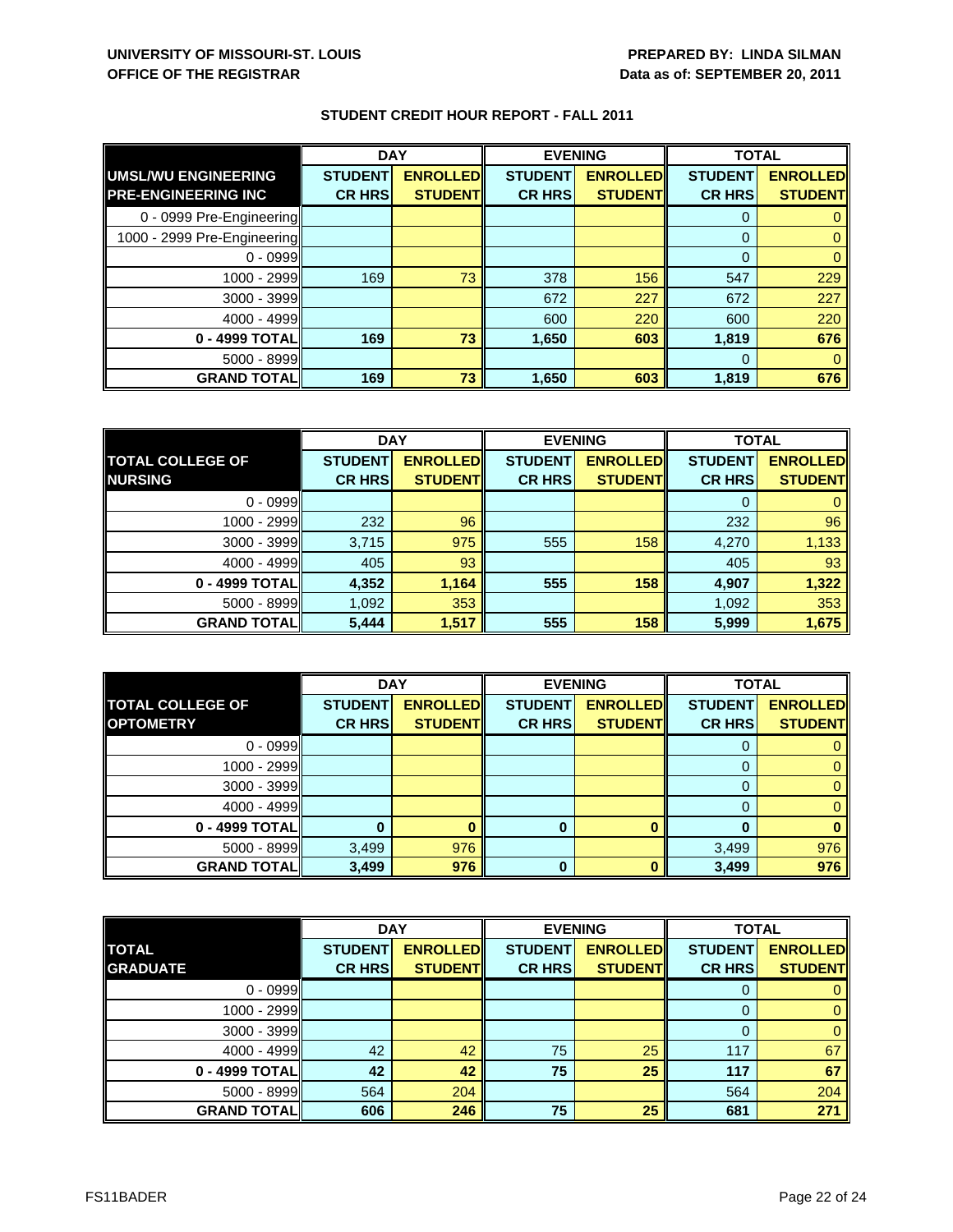**UNIVERSITY OF MISSOURI-ST. LOUIS**
**OFFICE OF THE REGISTRAR**

**PREPARED BY: LINDA SILMAN**
**Data as of: SEPTEMBER 20, 2011**

## STUDENT CREDIT HOUR REPORT - FALL 2011

| | DAY | | EVENING | | TOTAL | |
|---|---|---|---|---|---|---|
| **UMSL/WU ENGINEERING PRE-ENGINEERING INC** | **STUDENT CR HRS** | **ENROLLED STUDENT** | **STUDENT CR HRS** | **ENROLLED STUDENT** | **STUDENT CR HRS** | **ENROLLED STUDENT** |
| 0 - 0999 Pre-Engineering | | | | | 0 | 0 |
| 1000 - 2999 Pre-Engineering | | | | | 0 | 0 |
| 0 - 0999 | | | | | 0 | 0 |
| 1000 - 2999 | 169 | 73 | 378 | 156 | 547 | 229 |
| 3000 - 3999 | | | 672 | 227 | 672 | 227 |
| 4000 - 4999 | | | 600 | 220 | 600 | 220 |
| **0 - 4999 TOTAL** | **169** | **73** | **1,650** | **603** | **1,819** | **676** |
| 5000 - 8999 | | | | | 0 | 0 |
| **GRAND TOTAL** | **169** | **73** | **1,650** | **603** | **1,819** | **676** |

| | DAY | | EVENING | | TOTAL | |
|---|---|---|---|---|---|---|
| **TOTAL COLLEGE OF NURSING** | **STUDENT CR HRS** | **ENROLLED STUDENT** | **STUDENT CR HRS** | **ENROLLED STUDENT** | **STUDENT CR HRS** | **ENROLLED STUDENT** |
| 0 - 0999 | | | | | 0 | 0 |
| 1000 - 2999 | 232 | 96 | | | 232 | 96 |
| 3000 - 3999 | 3,715 | 975 | 555 | 158 | 4,270 | 1,133 |
| 4000 - 4999 | 405 | 93 | | | 405 | 93 |
| **0 - 4999 TOTAL** | **4,352** | **1,164** | **555** | **158** | **4,907** | **1,322** |
| 5000 - 8999 | 1,092 | 353 | | | 1,092 | 353 |
| **GRAND TOTAL** | **5,444** | **1,517** | **555** | **158** | **5,999** | **1,675** |

| | DAY | | EVENING | | TOTAL | |
|---|---|---|---|---|---|---|
| **TOTAL COLLEGE OF OPTOMETRY** | **STUDENT CR HRS** | **ENROLLED STUDENT** | **STUDENT CR HRS** | **ENROLLED STUDENT** | **STUDENT CR HRS** | **ENROLLED STUDENT** |
| 0 - 0999 | | | | | 0 | 0 |
| 1000 - 2999 | | | | | 0 | 0 |
| 3000 - 3999 | | | | | 0 | 0 |
| 4000 - 4999 | | | | | 0 | 0 |
| **0 - 4999 TOTAL** | **0** | **0** | **0** | **0** | **0** | **0** |
| 5000 - 8999 | 3,499 | 976 | | | 3,499 | 976 |
| **GRAND TOTAL** | **3,499** | **976** | **0** | **0** | **3,499** | **976** |

| | DAY | | EVENING | | TOTAL | |
|---|---|---|---|---|---|---|
| **TOTAL GRADUATE** | **STUDENT CR HRS** | **ENROLLED STUDENT** | **STUDENT CR HRS** | **ENROLLED STUDENT** | **STUDENT CR HRS** | **ENROLLED STUDENT** |
| 0 - 0999 | | | | | 0 | 0 |
| 1000 - 2999 | | | | | 0 | 0 |
| 3000 - 3999 | | | | | 0 | 0 |
| 4000 - 4999 | 42 | 42 | 75 | 25 | 117 | 67 |
| **0 - 4999 TOTAL** | **42** | **42** | **75** | **25** | **117** | **67** |
| 5000 - 8999 | 564 | 204 | | | 564 | 204 |
| **GRAND TOTAL** | **606** | **246** | **75** | **25** | **681** | **271** |

FS11BADER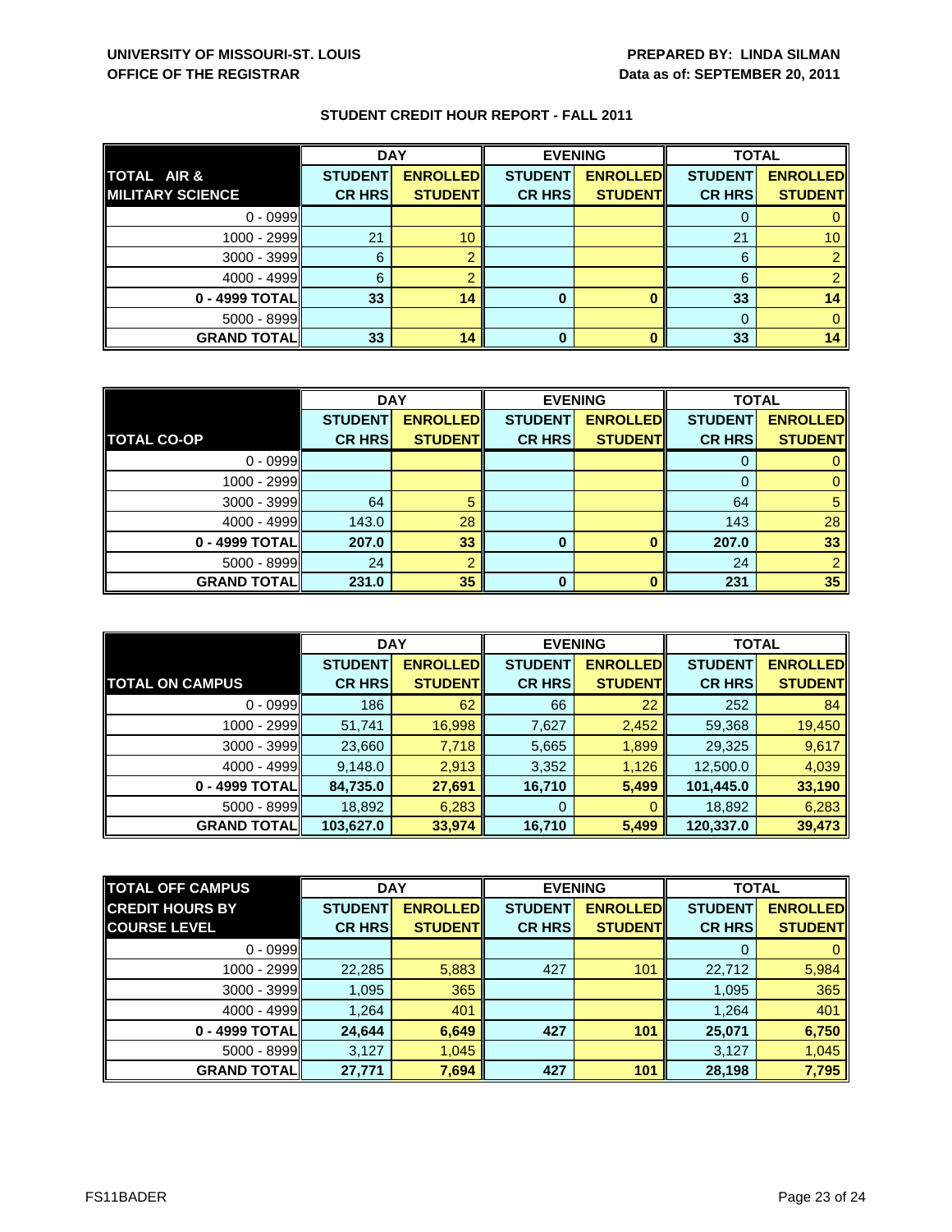**UNIVERSITY OF MISSOURI-ST. LOUIS**
**OFFICE OF THE REGISTRAR**

**PREPARED BY: LINDA SILMAN**
**Data as of: SEPTEMBER 20, 2011**

## STUDENT CREDIT HOUR REPORT - FALL 2011

| TOTAL AIR & MILITARY SCIENCE | DAY | | EVENING | | TOTAL | |
|---|---|---|---|---|---|---|
| | STUDENT CR HRS | ENROLLED STUDENT | STUDENT CR HRS | ENROLLED STUDENT | STUDENT CR HRS | ENROLLED STUDENT |
| 0 - 0999 | | | | | 0 | 0 |
| 1000 - 2999 | 21 | 10 | | | 21 | 10 |
| 3000 - 3999 | 6 | 2 | | | 6 | 2 |
| 4000 - 4999 | 6 | 2 | | | 6 | 2 |
| **0 - 4999 TOTAL** | **33** | **14** | **0** | **0** | **33** | **14** |
| 5000 - 8999 | | | | | 0 | 0 |
| **GRAND TOTAL** | **33** | **14** | **0** | **0** | **33** | **14** |

| TOTAL CO-OP | DAY | | EVENING | | TOTAL | |
|---|---|---|---|---|---|---|
| | STUDENT CR HRS | ENROLLED STUDENT | STUDENT CR HRS | ENROLLED STUDENT | STUDENT CR HRS | ENROLLED STUDENT |
| 0 - 0999 | | | | | 0 | 0 |
| 1000 - 2999 | | | | | 0 | 0 |
| 3000 - 3999 | 64 | 5 | | | 64 | 5 |
| 4000 - 4999 | 143.0 | 28 | | | 143 | 28 |
| **0 - 4999 TOTAL** | **207.0** | **33** | **0** | **0** | **207.0** | **33** |
| 5000 - 8999 | 24 | 2 | | | 24 | 2 |
| **GRAND TOTAL** | **231.0** | **35** | **0** | **0** | **231** | **35** |

| TOTAL ON CAMPUS | DAY | | EVENING | | TOTAL | |
|---|---|---|---|---|---|---|
| | STUDENT CR HRS | ENROLLED STUDENT | STUDENT CR HRS | ENROLLED STUDENT | STUDENT CR HRS | ENROLLED STUDENT |
| 0 - 0999 | 186 | 62 | 66 | 22 | 252 | 84 |
| 1000 - 2999 | 51,741 | 16,998 | 7,627 | 2,452 | 59,368 | 19,450 |
| 3000 - 3999 | 23,660 | 7,718 | 5,665 | 1,899 | 29,325 | 9,617 |
| 4000 - 4999 | 9,148.0 | 2,913 | 3,352 | 1,126 | 12,500.0 | 4,039 |
| **0 - 4999 TOTAL** | **84,735.0** | **27,691** | **16,710** | **5,499** | **101,445.0** | **33,190** |
| 5000 - 8999 | 18,892 | 6,283 | 0 | 0 | 18,892 | 6,283 |
| **GRAND TOTAL** | **103,627.0** | **33,974** | **16,710** | **5,499** | **120,337.0** | **39,473** |

| TOTAL OFF CAMPUS CREDIT HOURS BY COURSE LEVEL | DAY | | EVENING | | TOTAL | |
|---|---|---|---|---|---|---|
| | STUDENT CR HRS | ENROLLED STUDENT | STUDENT CR HRS | ENROLLED STUDENT | STUDENT CR HRS | ENROLLED STUDENT |
| 0 - 0999 | | | | | 0 | 0 |
| 1000 - 2999 | 22,285 | 5,883 | 427 | 101 | 22,712 | 5,984 |
| 3000 - 3999 | 1,095 | 365 | | | 1,095 | 365 |
| 4000 - 4999 | 1,264 | 401 | | | 1,264 | 401 |
| **0 - 4999 TOTAL** | **24,644** | **6,649** | **427** | **101** | **25,071** | **6,750** |
| 5000 - 8999 | 3,127 | 1,045 | | | 3,127 | 1,045 |
| **GRAND TOTAL** | **27,771** | **7,694** | **427** | **101** | **28,198** | **7,795** |

FS11BADER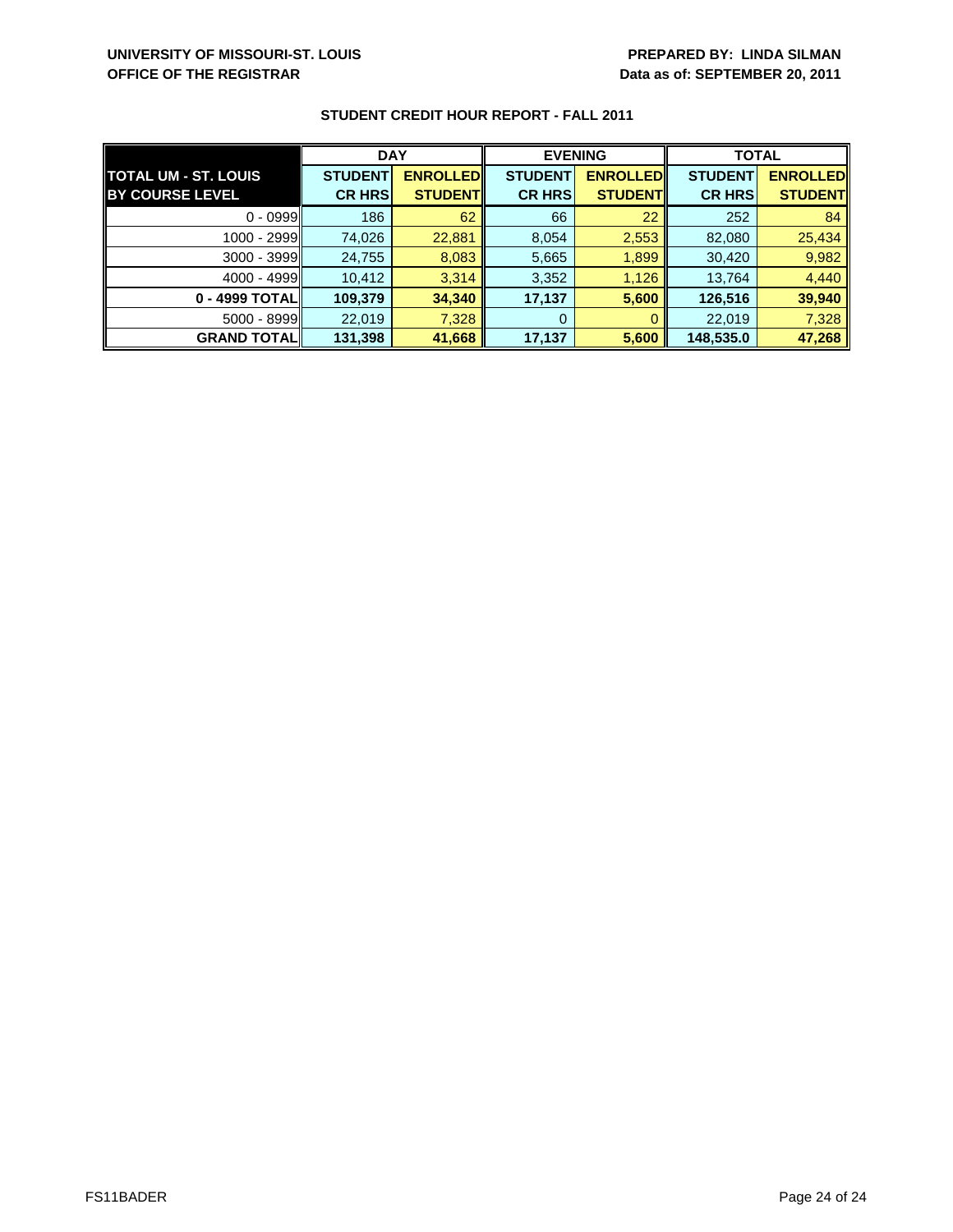**UNIVERSITY OF MISSOURI-ST. LOUIS**
**OFFICE OF THE REGISTRAR**

**PREPARED BY: LINDA SILMAN**
**Data as of: SEPTEMBER 20, 2011**

## STUDENT CREDIT HOUR REPORT - FALL 2011

| | DAY | | EVENING | | TOTAL | |
|---|---|---|---|---|---|---|
| **TOTAL UM - ST. LOUIS BY COURSE LEVEL** | **STUDENT CR HRS** | **ENROLLED STUDENT** | **STUDENT CR HRS** | **ENROLLED STUDENT** | **STUDENT CR HRS** | **ENROLLED STUDENT** |
| 0 - 0999 | 186 | 62 | 66 | 22 | 252 | 84 |
| 1000 - 2999 | 74,026 | 22,881 | 8,054 | 2,553 | 82,080 | 25,434 |
| 3000 - 3999 | 24,755 | 8,083 | 5,665 | 1,899 | 30,420 | 9,982 |
| 4000 - 4999 | 10,412 | 3,314 | 3,352 | 1,126 | 13,764 | 4,440 |
| **0 - 4999 TOTAL** | **109,379** | **34,340** | **17,137** | **5,600** | **126,516** | **39,940** |
| 5000 - 8999 | 22,019 | 7,328 | 0 | 0 | 22,019 | 7,328 |
| **GRAND TOTAL** | **131,398** | **41,668** | **17,137** | **5,600** | **148,535.0** | **47,268** |

FS11BADER